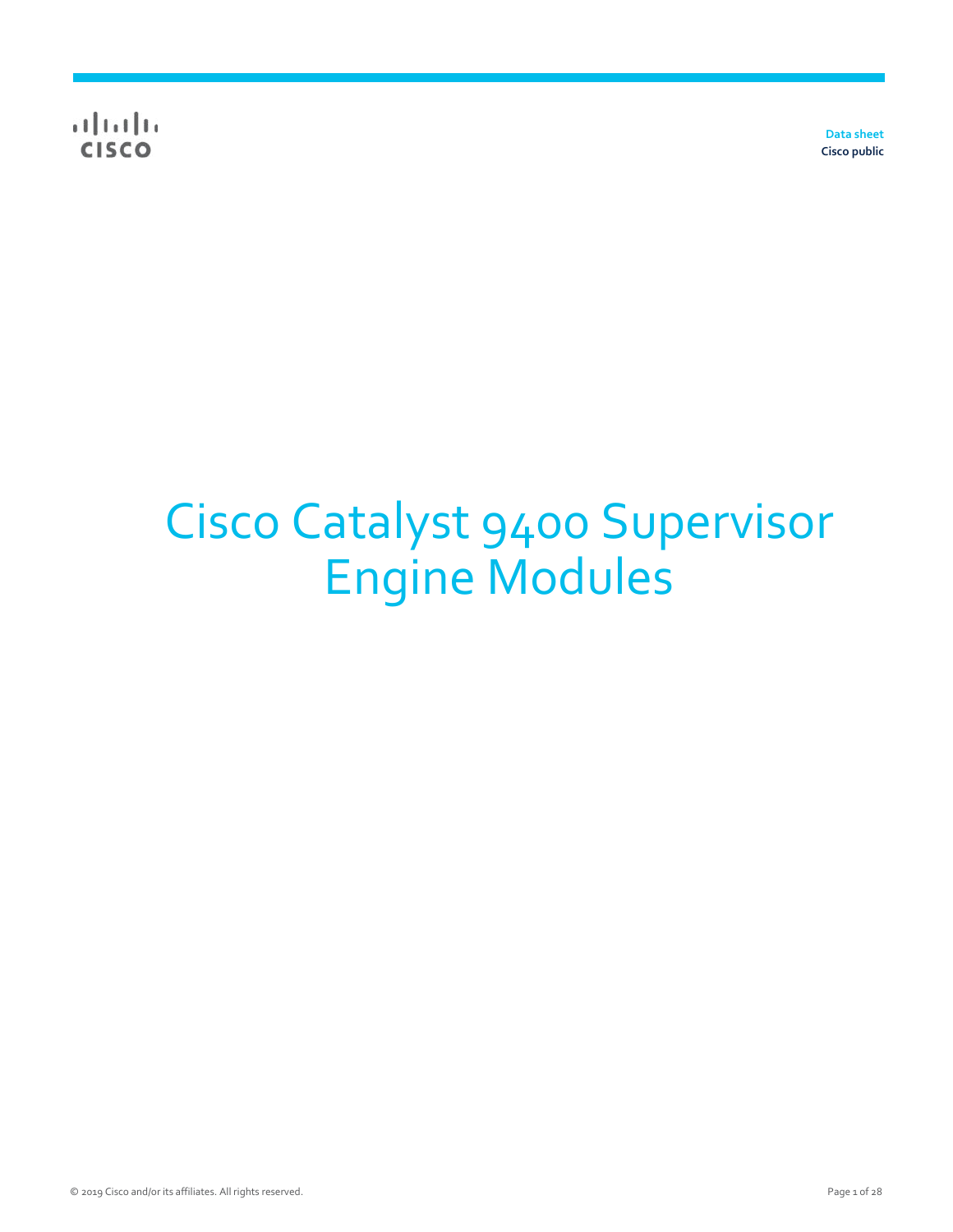Data sheet
Cisco public

# Cisco Catalyst 9400 Supervisor Engine Modules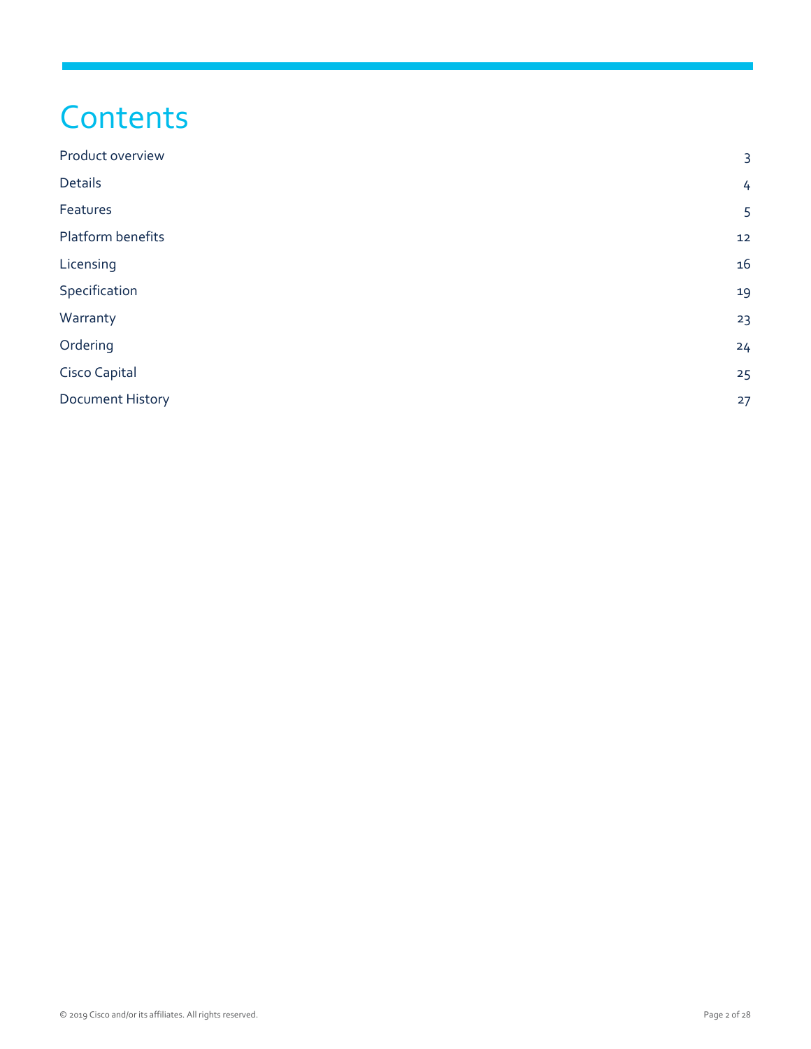# Contents

| | |
|---|---|
| Product overview | 3 |
| Details | 4 |
| Features | 5 |
| Platform benefits | 12 |
| Licensing | 16 |
| Specification | 19 |
| Warranty | 23 |
| Ordering | 24 |
| Cisco Capital | 25 |
| Document History | 27 |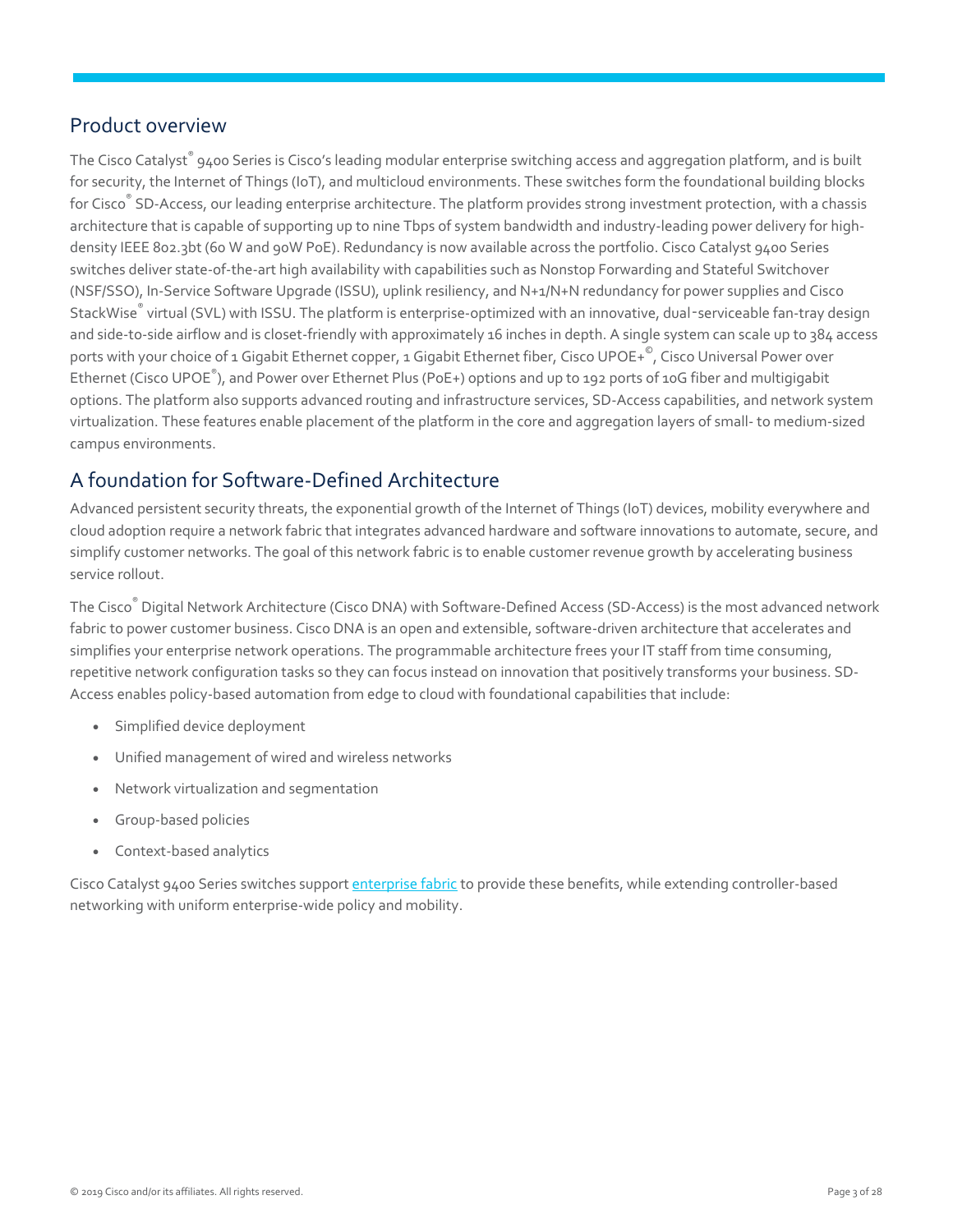## Product overview

The Cisco Catalyst® 9400 Series is Cisco's leading modular enterprise switching access and aggregation platform, and is built for security, the Internet of Things (IoT), and multicloud environments. These switches form the foundational building blocks for Cisco® SD-Access, our leading enterprise architecture. The platform provides strong investment protection, with a chassis architecture that is capable of supporting up to nine Tbps of system bandwidth and industry-leading power delivery for high-density IEEE 802.3bt (60 W and 90W PoE). Redundancy is now available across the portfolio. Cisco Catalyst 9400 Series switches deliver state-of-the-art high availability with capabilities such as Nonstop Forwarding and Stateful Switchover (NSF/SSO), In-Service Software Upgrade (ISSU), uplink resiliency, and N+1/N+N redundancy for power supplies and Cisco StackWise® virtual (SVL) with ISSU. The platform is enterprise-optimized with an innovative, dual-serviceable fan-tray design and side-to-side airflow and is closet-friendly with approximately 16 inches in depth. A single system can scale up to 384 access ports with your choice of 1 Gigabit Ethernet copper, 1 Gigabit Ethernet fiber, Cisco UPOE+©, Cisco Universal Power over Ethernet (Cisco UPOE®), and Power over Ethernet Plus (PoE+) options and up to 192 ports of 10G fiber and multigigabit options. The platform also supports advanced routing and infrastructure services, SD-Access capabilities, and network system virtualization. These features enable placement of the platform in the core and aggregation layers of small- to medium-sized campus environments.

## A foundation for Software-Defined Architecture

Advanced persistent security threats, the exponential growth of the Internet of Things (IoT) devices, mobility everywhere and cloud adoption require a network fabric that integrates advanced hardware and software innovations to automate, secure, and simplify customer networks. The goal of this network fabric is to enable customer revenue growth by accelerating business service rollout.

The Cisco® Digital Network Architecture (Cisco DNA) with Software-Defined Access (SD-Access) is the most advanced network fabric to power customer business. Cisco DNA is an open and extensible, software-driven architecture that accelerates and simplifies your enterprise network operations. The programmable architecture frees your IT staff from time consuming, repetitive network configuration tasks so they can focus instead on innovation that positively transforms your business. SD-Access enables policy-based automation from edge to cloud with foundational capabilities that include:

- Simplified device deployment
- Unified management of wired and wireless networks
- Network virtualization and segmentation
- Group-based policies
- Context-based analytics

Cisco Catalyst 9400 Series switches support enterprise fabric to provide these benefits, while extending controller-based networking with uniform enterprise-wide policy and mobility.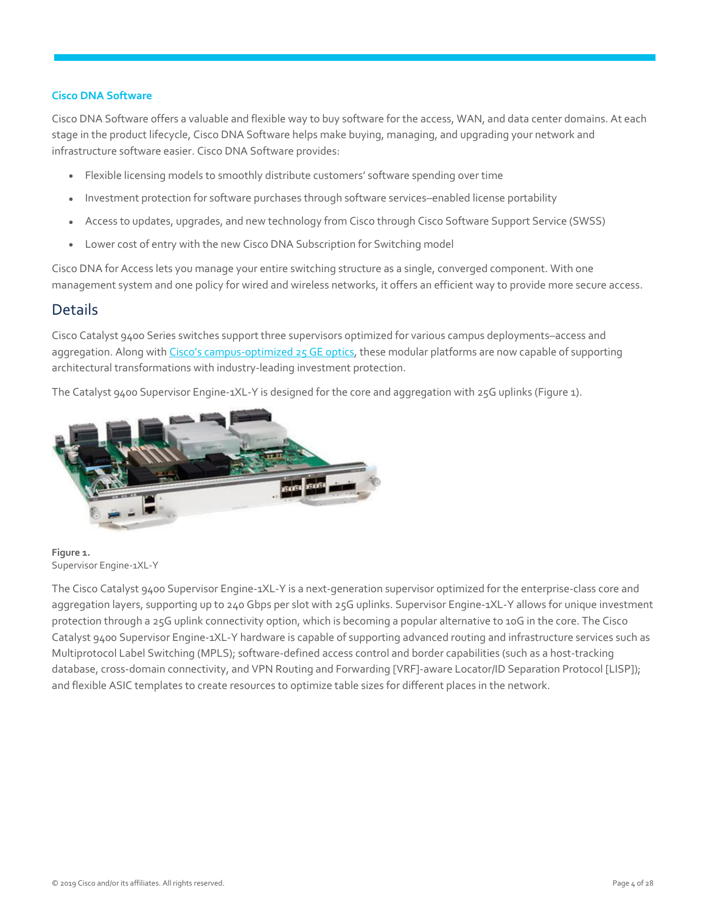### Cisco DNA Software

Cisco DNA Software offers a valuable and flexible way to buy software for the access, WAN, and data center domains. At each stage in the product lifecycle, Cisco DNA Software helps make buying, managing, and upgrading your network and infrastructure software easier. Cisco DNA Software provides:

- Flexible licensing models to smoothly distribute customers' software spending over time
- Investment protection for software purchases through software services–enabled license portability
- Access to updates, upgrades, and new technology from Cisco through Cisco Software Support Service (SWSS)
- Lower cost of entry with the new Cisco DNA Subscription for Switching model

Cisco DNA for Access lets you manage your entire switching structure as a single, converged component. With one management system and one policy for wired and wireless networks, it offers an efficient way to provide more secure access.

## Details

Cisco Catalyst 9400 Series switches support three supervisors optimized for various campus deployments–access and aggregation. Along with Cisco's campus-optimized 25 GE optics, these modular platforms are now capable of supporting architectural transformations with industry-leading investment protection.

The Catalyst 9400 Supervisor Engine-1XL-Y is designed for the core and aggregation with 25G uplinks (Figure 1).

**Figure 1.**
Supervisor Engine-1XL-Y

The Cisco Catalyst 9400 Supervisor Engine-1XL-Y is a next-generation supervisor optimized for the enterprise-class core and aggregation layers, supporting up to 240 Gbps per slot with 25G uplinks. Supervisor Engine-1XL-Y allows for unique investment protection through a 25G uplink connectivity option, which is becoming a popular alternative to 10G in the core. The Cisco Catalyst 9400 Supervisor Engine-1XL-Y hardware is capable of supporting advanced routing and infrastructure services such as Multiprotocol Label Switching (MPLS); software-defined access control and border capabilities (such as a host-tracking database, cross-domain connectivity, and VPN Routing and Forwarding [VRF]-aware Locator/ID Separation Protocol [LISP]); and flexible ASIC templates to create resources to optimize table sizes for different places in the network.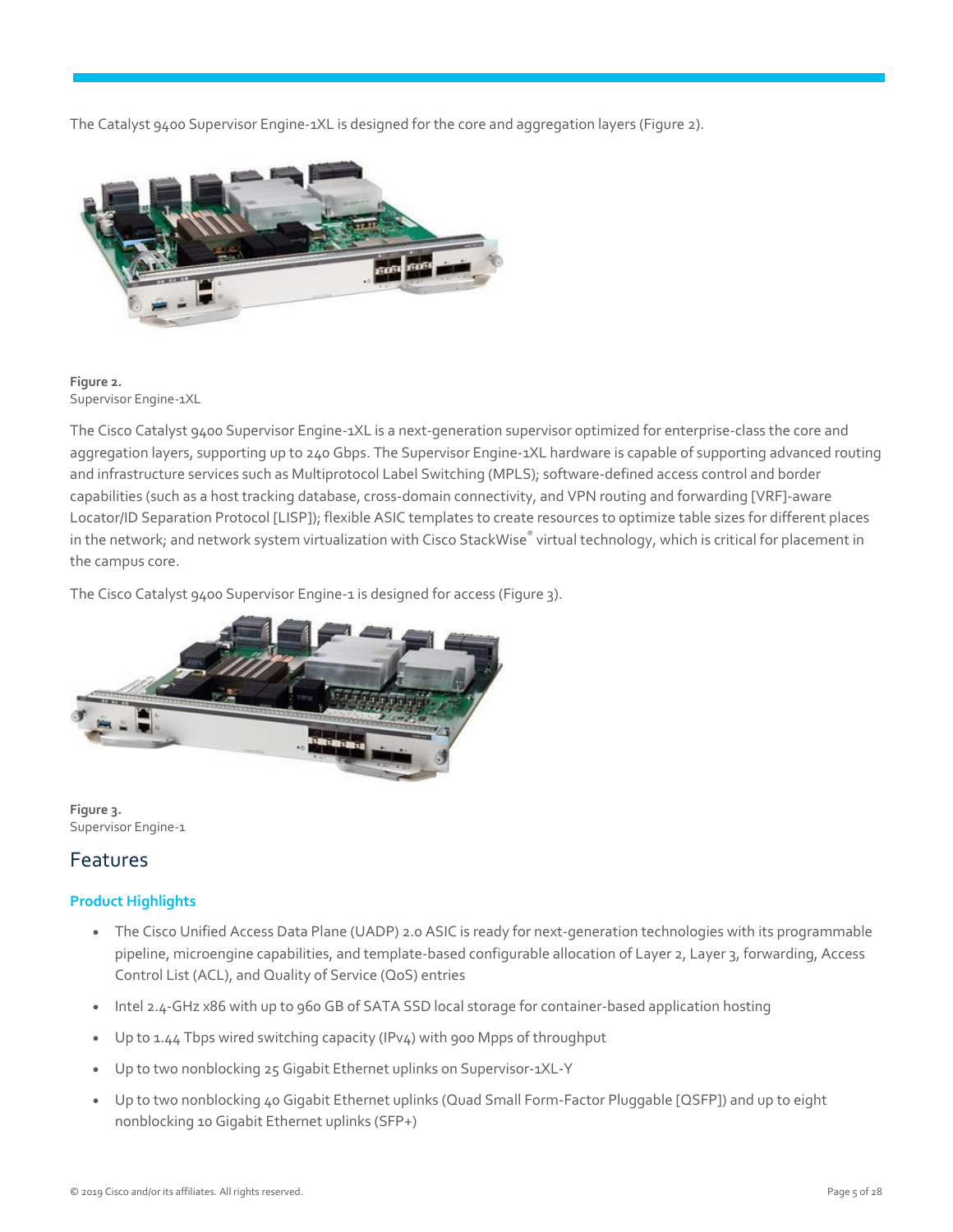The Catalyst 9400 Supervisor Engine-1XL is designed for the core and aggregation layers (Figure 2).

**Figure 2.**
Supervisor Engine-1XL

The Cisco Catalyst 9400 Supervisor Engine-1XL is a next-generation supervisor optimized for enterprise-class the core and aggregation layers, supporting up to 240 Gbps. The Supervisor Engine-1XL hardware is capable of supporting advanced routing and infrastructure services such as Multiprotocol Label Switching (MPLS); software-defined access control and border capabilities (such as a host tracking database, cross-domain connectivity, and VPN routing and forwarding [VRF]-aware Locator/ID Separation Protocol [LISP]); flexible ASIC templates to create resources to optimize table sizes for different places in the network; and network system virtualization with Cisco StackWise® virtual technology, which is critical for placement in the campus core.

The Cisco Catalyst 9400 Supervisor Engine-1 is designed for access (Figure 3).

**Figure 3.**
Supervisor Engine-1

## Features

### Product Highlights

- The Cisco Unified Access Data Plane (UADP) 2.0 ASIC is ready for next-generation technologies with its programmable pipeline, microengine capabilities, and template-based configurable allocation of Layer 2, Layer 3, forwarding, Access Control List (ACL), and Quality of Service (QoS) entries
- Intel 2.4-GHz x86 with up to 960 GB of SATA SSD local storage for container-based application hosting
- Up to 1.44 Tbps wired switching capacity (IPv4) with 900 Mpps of throughput
- Up to two nonblocking 25 Gigabit Ethernet uplinks on Supervisor-1XL-Y
- Up to two nonblocking 40 Gigabit Ethernet uplinks (Quad Small Form-Factor Pluggable [QSFP]) and up to eight nonblocking 10 Gigabit Ethernet uplinks (SFP+)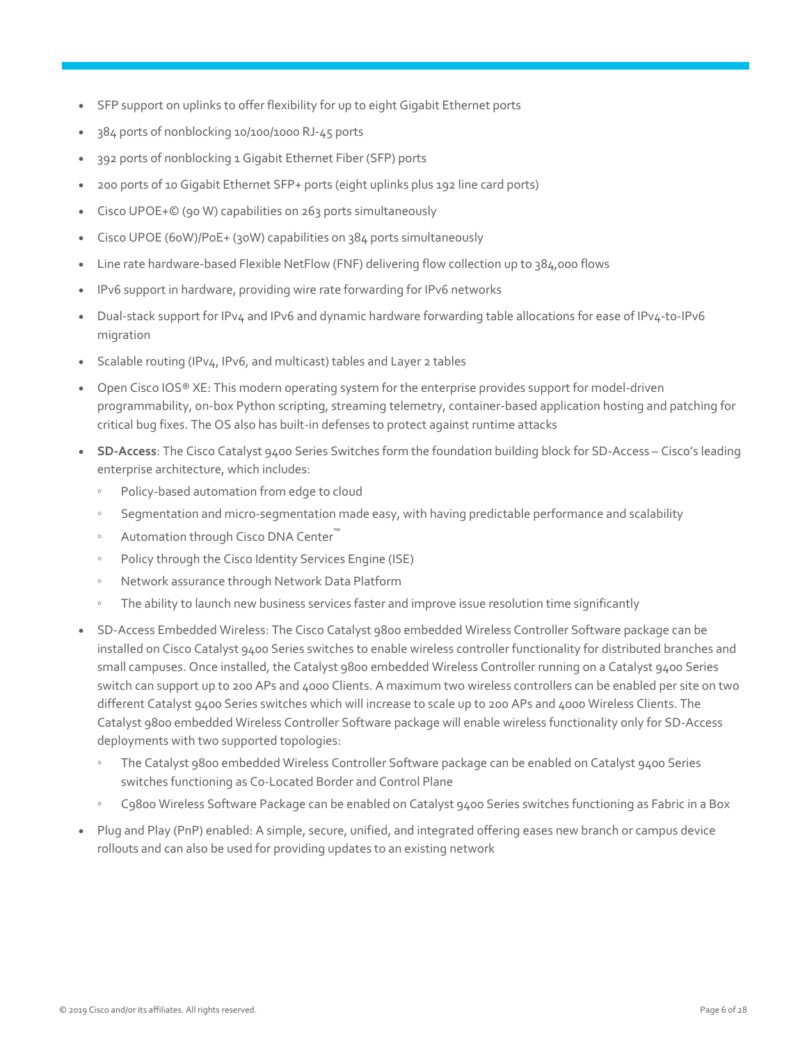- SFP support on uplinks to offer flexibility for up to eight Gigabit Ethernet ports
- 384 ports of nonblocking 10/100/1000 RJ-45 ports
- 392 ports of nonblocking 1 Gigabit Ethernet Fiber (SFP) ports
- 200 ports of 10 Gigabit Ethernet SFP+ ports (eight uplinks plus 192 line card ports)
- Cisco UPOE+© (90 W) capabilities on 263 ports simultaneously
- Cisco UPOE (60W)/PoE+ (30W) capabilities on 384 ports simultaneously
- Line rate hardware-based Flexible NetFlow (FNF) delivering flow collection up to 384,000 flows
- IPv6 support in hardware, providing wire rate forwarding for IPv6 networks
- Dual-stack support for IPv4 and IPv6 and dynamic hardware forwarding table allocations for ease of IPv4-to-IPv6 migration
- Scalable routing (IPv4, IPv6, and multicast) tables and Layer 2 tables
- Open Cisco IOS® XE: This modern operating system for the enterprise provides support for model-driven programmability, on-box Python scripting, streaming telemetry, container-based application hosting and patching for critical bug fixes. The OS also has built-in defenses to protect against runtime attacks
- **SD-Access**: The Cisco Catalyst 9400 Series Switches form the foundation building block for SD-Access – Cisco's leading enterprise architecture, which includes:
    - Policy-based automation from edge to cloud
    - Segmentation and micro-segmentation made easy, with having predictable performance and scalability
    - Automation through Cisco DNA Center™
    - Policy through the Cisco Identity Services Engine (ISE)
    - Network assurance through Network Data Platform
    - The ability to launch new business services faster and improve issue resolution time significantly
- SD-Access Embedded Wireless: The Cisco Catalyst 9800 embedded Wireless Controller Software package can be installed on Cisco Catalyst 9400 Series switches to enable wireless controller functionality for distributed branches and small campuses. Once installed, the Catalyst 9800 embedded Wireless Controller running on a Catalyst 9400 Series switch can support up to 200 APs and 4000 Clients. A maximum two wireless controllers can be enabled per site on two different Catalyst 9400 Series switches which will increase to scale up to 200 APs and 4000 Wireless Clients. The Catalyst 9800 embedded Wireless Controller Software package will enable wireless functionality only for SD-Access deployments with two supported topologies:
    - The Catalyst 9800 embedded Wireless Controller Software package can be enabled on Catalyst 9400 Series switches functioning as Co-Located Border and Control Plane
    - C9800 Wireless Software Package can be enabled on Catalyst 9400 Series switches functioning as Fabric in a Box
- Plug and Play (PnP) enabled: A simple, secure, unified, and integrated offering eases new branch or campus device rollouts and can also be used for providing updates to an existing network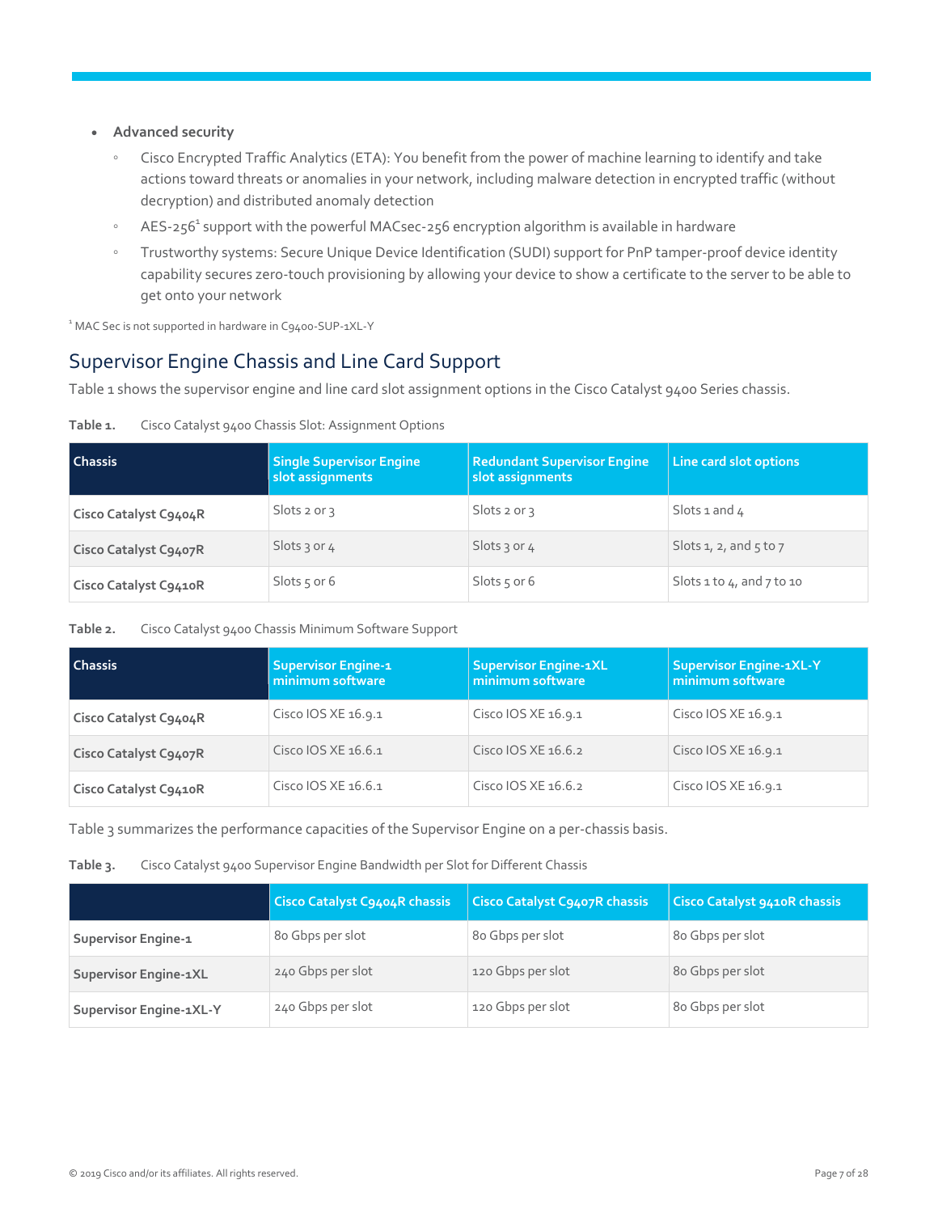- **Advanced security**
  - Cisco Encrypted Traffic Analytics (ETA): You benefit from the power of machine learning to identify and take actions toward threats or anomalies in your network, including malware detection in encrypted traffic (without decryption) and distributed anomaly detection
  - AES-256[1] support with the powerful MACsec-256 encryption algorithm is available in hardware
  - Trustworthy systems: Secure Unique Device Identification (SUDI) support for PnP tamper-proof device identity capability secures zero-touch provisioning by allowing your device to show a certificate to the server to be able to get onto your network

[1] MAC Sec is not supported in hardware in C9400-SUP-1XL-Y

## Supervisor Engine Chassis and Line Card Support

Table 1 shows the supervisor engine and line card slot assignment options in the Cisco Catalyst 9400 Series chassis.

**Table 1.** Cisco Catalyst 9400 Chassis Slot: Assignment Options

| Chassis | Single Supervisor Engine slot assignments | Redundant Supervisor Engine slot assignments | Line card slot options |
|---|---|---|---|
| **Cisco Catalyst C9404R** | Slots 2 or 3 | Slots 2 or 3 | Slots 1 and 4 |
| **Cisco Catalyst C9407R** | Slots 3 or 4 | Slots 3 or 4 | Slots 1, 2, and 5 to 7 |
| **Cisco Catalyst C9410R** | Slots 5 or 6 | Slots 5 or 6 | Slots 1 to 4, and 7 to 10 |

**Table 2.** Cisco Catalyst 9400 Chassis Minimum Software Support

| Chassis | Supervisor Engine-1 minimum software | Supervisor Engine-1XL minimum software | Supervisor Engine-1XL-Y minimum software |
|---|---|---|---|
| **Cisco Catalyst C9404R** | Cisco IOS XE 16.9.1 | Cisco IOS XE 16.9.1 | Cisco IOS XE 16.9.1 |
| **Cisco Catalyst C9407R** | Cisco IOS XE 16.6.1 | Cisco IOS XE 16.6.2 | Cisco IOS XE 16.9.1 |
| **Cisco Catalyst C9410R** | Cisco IOS XE 16.6.1 | Cisco IOS XE 16.6.2 | Cisco IOS XE 16.9.1 |

Table 3 summarizes the performance capacities of the Supervisor Engine on a per-chassis basis.

**Table 3.** Cisco Catalyst 9400 Supervisor Engine Bandwidth per Slot for Different Chassis

| | Cisco Catalyst C9404R chassis | Cisco Catalyst C9407R chassis | Cisco Catalyst 9410R chassis |
|---|---|---|---|
| **Supervisor Engine-1** | 80 Gbps per slot | 80 Gbps per slot | 80 Gbps per slot |
| **Supervisor Engine-1XL** | 240 Gbps per slot | 120 Gbps per slot | 80 Gbps per slot |
| **Supervisor Engine-1XL-Y** | 240 Gbps per slot | 120 Gbps per slot | 80 Gbps per slot |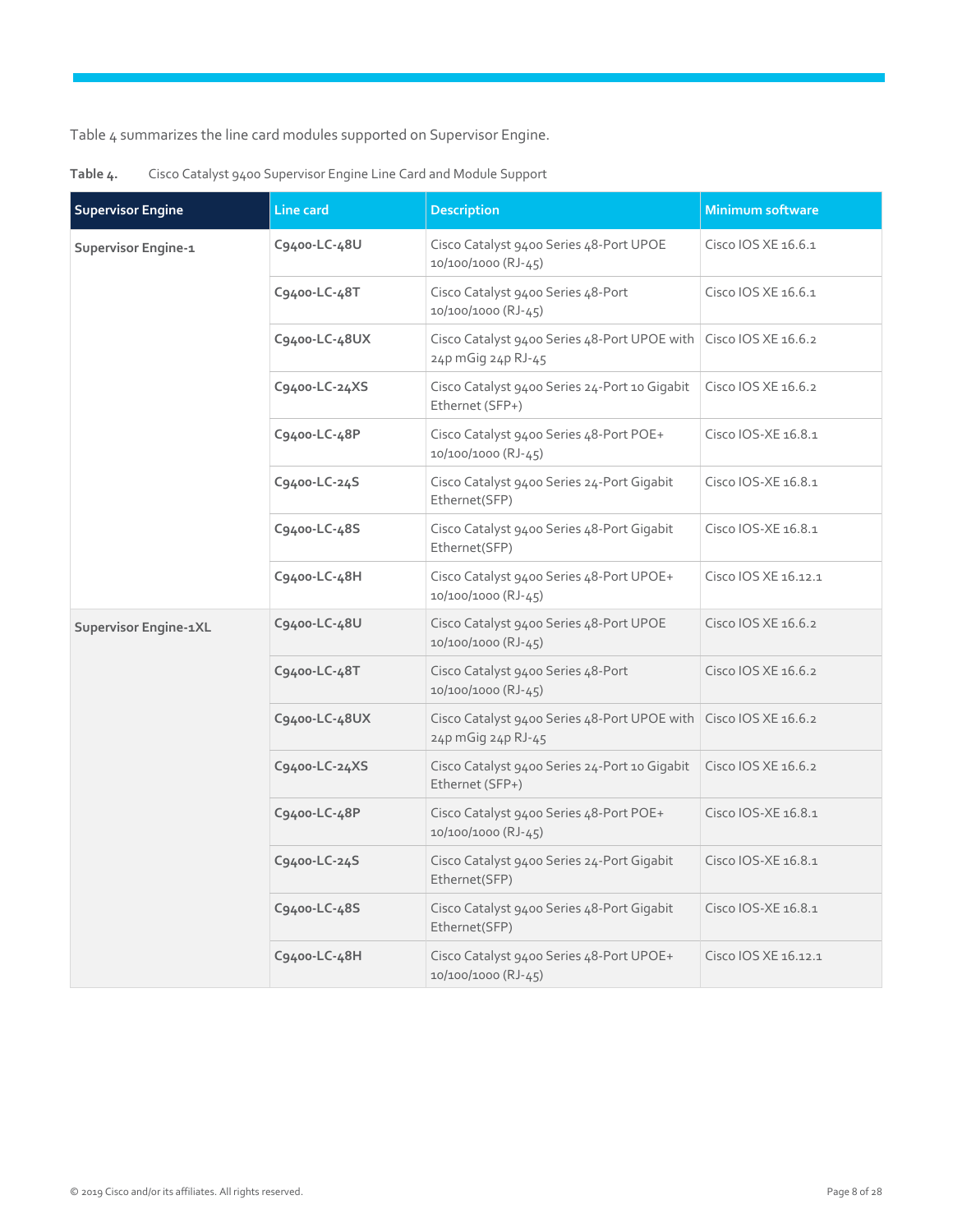Table 4 summarizes the line card modules supported on Supervisor Engine.

**Table 4.** Cisco Catalyst 9400 Supervisor Engine Line Card and Module Support

| Supervisor Engine | Line card | Description | Minimum software |
| --- | --- | --- | --- |
| **Supervisor Engine-1** | **C9400-LC-48U** | Cisco Catalyst 9400 Series 48-Port UPOE 10/100/1000 (RJ-45) | Cisco IOS XE 16.6.1 |
| | **C9400-LC-48T** | Cisco Catalyst 9400 Series 48-Port 10/100/1000 (RJ-45) | Cisco IOS XE 16.6.1 |
| | **C9400-LC-48UX** | Cisco Catalyst 9400 Series 48-Port UPOE with 24p mGig 24p RJ-45 | Cisco IOS XE 16.6.2 |
| | **C9400-LC-24XS** | Cisco Catalyst 9400 Series 24-Port 10 Gigabit Ethernet (SFP+) | Cisco IOS XE 16.6.2 |
| | **C9400-LC-48P** | Cisco Catalyst 9400 Series 48-Port POE+ 10/100/1000 (RJ-45) | Cisco IOS-XE 16.8.1 |
| | **C9400-LC-24S** | Cisco Catalyst 9400 Series 24-Port Gigabit Ethernet(SFP) | Cisco IOS-XE 16.8.1 |
| | **C9400-LC-48S** | Cisco Catalyst 9400 Series 48-Port Gigabit Ethernet(SFP) | Cisco IOS-XE 16.8.1 |
| | **C9400-LC-48H** | Cisco Catalyst 9400 Series 48-Port UPOE+ 10/100/1000 (RJ-45) | Cisco IOS XE 16.12.1 |
| **Supervisor Engine-1XL** | **C9400-LC-48U** | Cisco Catalyst 9400 Series 48-Port UPOE 10/100/1000 (RJ-45) | Cisco IOS XE 16.6.2 |
| | **C9400-LC-48T** | Cisco Catalyst 9400 Series 48-Port 10/100/1000 (RJ-45) | Cisco IOS XE 16.6.2 |
| | **C9400-LC-48UX** | Cisco Catalyst 9400 Series 48-Port UPOE with 24p mGig 24p RJ-45 | Cisco IOS XE 16.6.2 |
| | **C9400-LC-24XS** | Cisco Catalyst 9400 Series 24-Port 10 Gigabit Ethernet (SFP+) | Cisco IOS XE 16.6.2 |
| | **C9400-LC-48P** | Cisco Catalyst 9400 Series 48-Port POE+ 10/100/1000 (RJ-45) | Cisco IOS-XE 16.8.1 |
| | **C9400-LC-24S** | Cisco Catalyst 9400 Series 24-Port Gigabit Ethernet(SFP) | Cisco IOS-XE 16.8.1 |
| | **C9400-LC-48S** | Cisco Catalyst 9400 Series 48-Port Gigabit Ethernet(SFP) | Cisco IOS-XE 16.8.1 |
| | **C9400-LC-48H** | Cisco Catalyst 9400 Series 48-Port UPOE+ 10/100/1000 (RJ-45) | Cisco IOS XE 16.12.1 |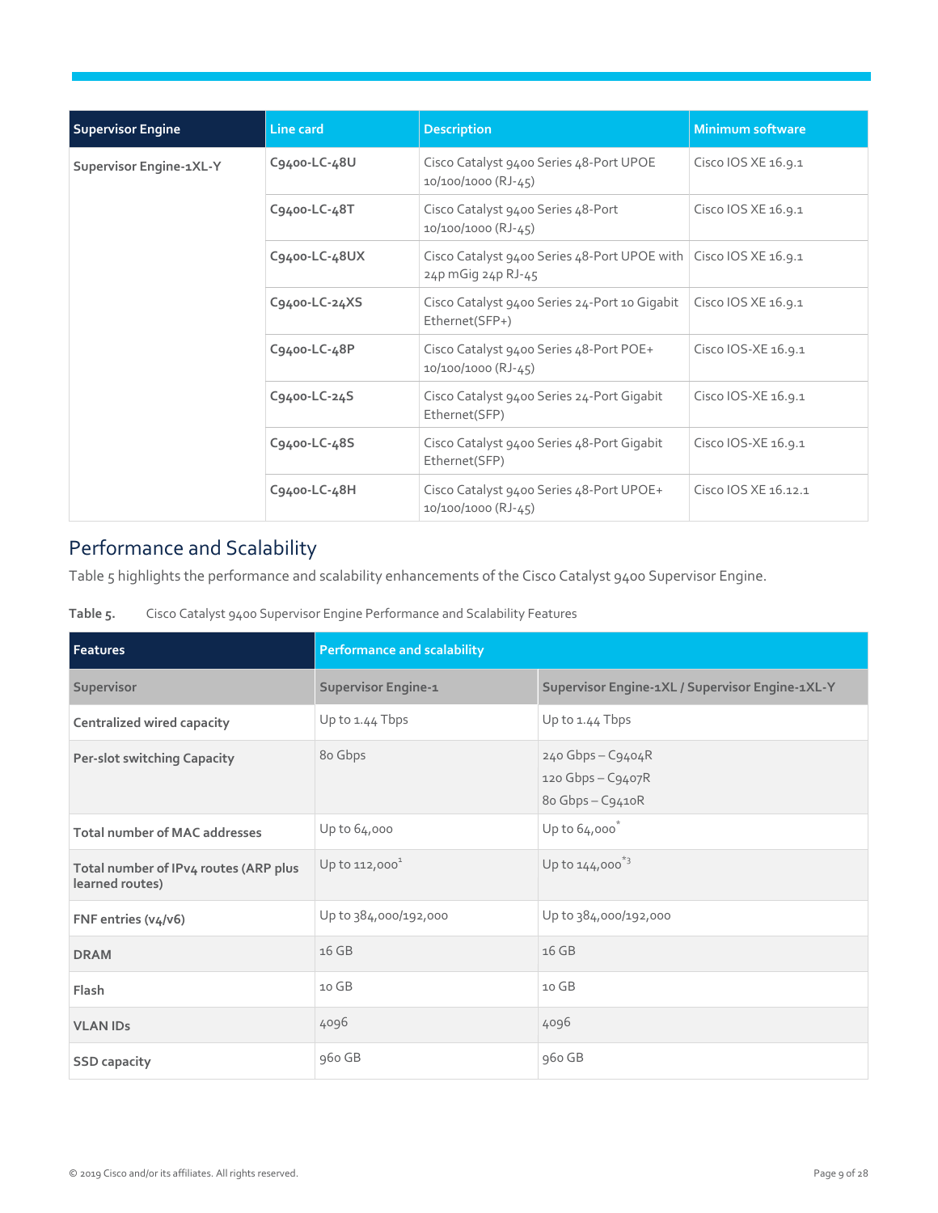| Supervisor Engine | Line card | Description | Minimum software |
| --- | --- | --- | --- |
| Supervisor Engine-1XL-Y | C9400-LC-48U | Cisco Catalyst 9400 Series 48-Port UPOE 10/100/1000 (RJ-45) | Cisco IOS XE 16.9.1 |
| | C9400-LC-48T | Cisco Catalyst 9400 Series 48-Port 10/100/1000 (RJ-45) | Cisco IOS XE 16.9.1 |
| | C9400-LC-48UX | Cisco Catalyst 9400 Series 48-Port UPOE with 24p mGig 24p RJ-45 | Cisco IOS XE 16.9.1 |
| | C9400-LC-24XS | Cisco Catalyst 9400 Series 24-Port 10 Gigabit Ethernet(SFP+) | Cisco IOS XE 16.9.1 |
| | C9400-LC-48P | Cisco Catalyst 9400 Series 48-Port POE+ 10/100/1000 (RJ-45) | Cisco IOS-XE 16.9.1 |
| | C9400-LC-24S | Cisco Catalyst 9400 Series 24-Port Gigabit Ethernet(SFP) | Cisco IOS-XE 16.9.1 |
| | C9400-LC-48S | Cisco Catalyst 9400 Series 48-Port Gigabit Ethernet(SFP) | Cisco IOS-XE 16.9.1 |
| | C9400-LC-48H | Cisco Catalyst 9400 Series 48-Port UPOE+ 10/100/1000 (RJ-45) | Cisco IOS XE 16.12.1 |

## Performance and Scalability

Table 5 highlights the performance and scalability enhancements of the Cisco Catalyst 9400 Supervisor Engine.

**Table 5.** Cisco Catalyst 9400 Supervisor Engine Performance and Scalability Features

| Features | Performance and scalability | |
| --- | --- | --- |
| **Supervisor** | **Supervisor Engine-1** | **Supervisor Engine-1XL / Supervisor Engine-1XL-Y** |
| **Centralized wired capacity** | Up to 1.44 Tbps | Up to 1.44 Tbps |
| **Per-slot switching Capacity** | 80 Gbps | 240 Gbps – C9404R<br>120 Gbps – C9407R<br>80 Gbps – C9410R |
| **Total number of MAC addresses** | Up to 64,000 | Up to 64,000[*] |
| **Total number of IPv4 routes (ARP plus learned routes)** | Up to 112,000[1] | Up to 144,000[*3] |
| **FNF entries (v4/v6)** | Up to 384,000/192,000 | Up to 384,000/192,000 |
| **DRAM** | 16 GB | 16 GB |
| **Flash** | 10 GB | 10 GB |
| **VLAN IDs** | 4096 | 4096 |
| **SSD capacity** | 960 GB | 960 GB |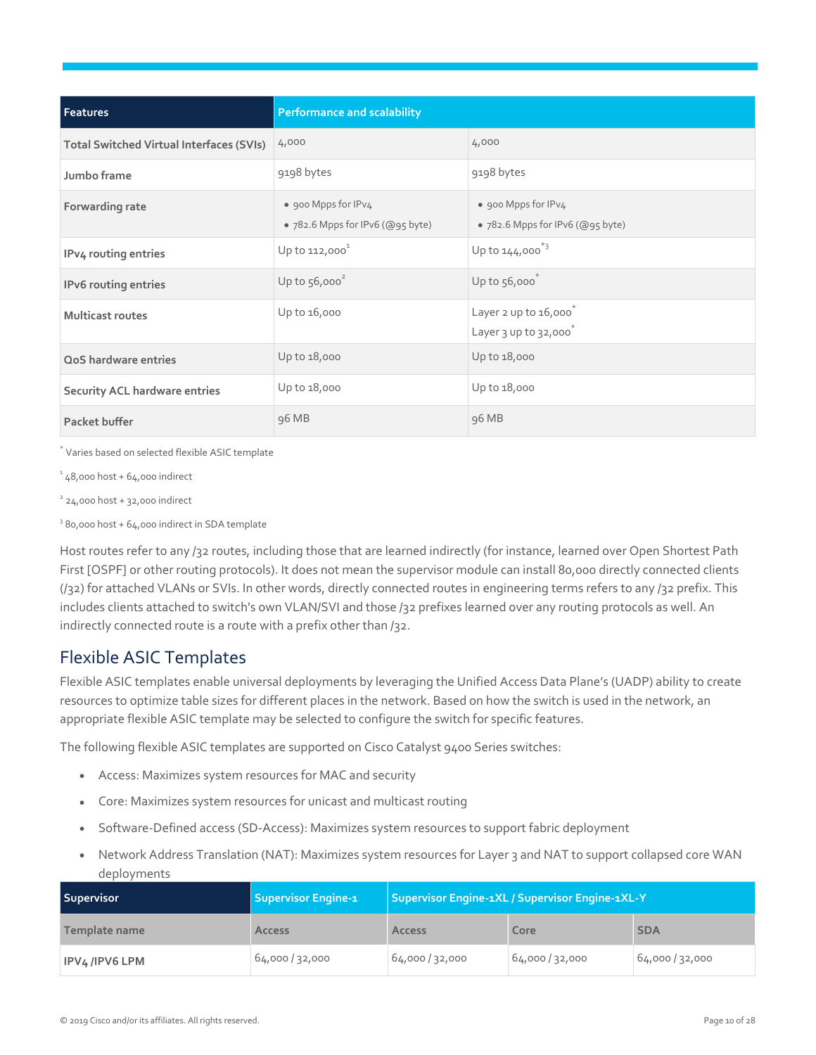| Features | Performance and scalability | |
|---|---|---|
| Total Switched Virtual Interfaces (SVIs) | 4,000 | 4,000 |
| Jumbo frame | 9198 bytes | 9198 bytes |
| Forwarding rate | • 900 Mpps for IPv4<br>• 782.6 Mpps for IPv6 (@95 byte) | • 900 Mpps for IPv4<br>• 782.6 Mpps for IPv6 (@95 byte) |
| IPv4 routing entries | Up to 112,000[1] | Up to 144,000[*3] |
| IPv6 routing entries | Up to 56,000[2] | Up to 56,000[*] |
| Multicast routes | Up to 16,000 | Layer 2 up to 16,000[*]<br>Layer 3 up to 32,000[*] |
| QoS hardware entries | Up to 18,000 | Up to 18,000 |
| Security ACL hardware entries | Up to 18,000 | Up to 18,000 |
| Packet buffer | 96 MB | 96 MB |

[*] Varies based on selected flexible ASIC template

[1] 48,000 host + 64,000 indirect

[2] 24,000 host + 32,000 indirect

[3] 80,000 host + 64,000 indirect in SDA template

Host routes refer to any /32 routes, including those that are learned indirectly (for instance, learned over Open Shortest Path First [OSPF] or other routing protocols). It does not mean the supervisor module can install 80,000 directly connected clients (/32) for attached VLANs or SVIs. In other words, directly connected routes in engineering terms refers to any /32 prefix. This includes clients attached to switch's own VLAN/SVI and those /32 prefixes learned over any routing protocols as well. An indirectly connected route is a route with a prefix other than /32.

## Flexible ASIC Templates

Flexible ASIC templates enable universal deployments by leveraging the Unified Access Data Plane's (UADP) ability to create resources to optimize table sizes for different places in the network. Based on how the switch is used in the network, an appropriate flexible ASIC template may be selected to configure the switch for specific features.

The following flexible ASIC templates are supported on Cisco Catalyst 9400 Series switches:

- Access: Maximizes system resources for MAC and security
- Core: Maximizes system resources for unicast and multicast routing
- Software-Defined access (SD-Access): Maximizes system resources to support fabric deployment
- Network Address Translation (NAT): Maximizes system resources for Layer 3 and NAT to support collapsed core WAN deployments

| Supervisor | Supervisor Engine-1 | Supervisor Engine-1XL / Supervisor Engine-1XL-Y | | |
|---|---|---|---|---|
| Template name | Access | Access | Core | SDA |
| IPV4 /IPV6 LPM | 64,000 / 32,000 | 64,000 / 32,000 | 64,000 / 32,000 | 64,000 / 32,000 |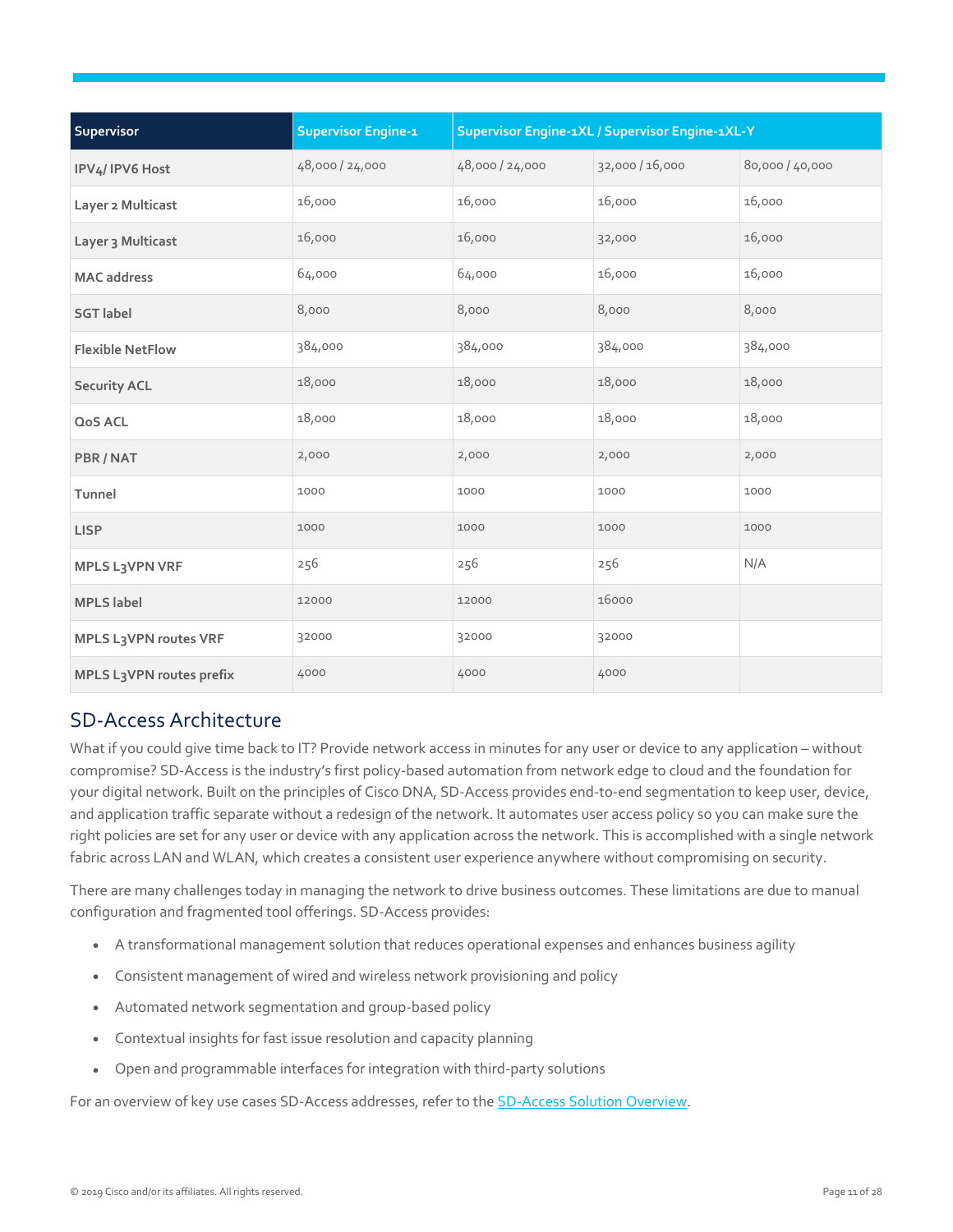| Supervisor | Supervisor Engine-1 | Supervisor Engine-1XL / Supervisor Engine-1XL-Y | | |
|---|---|---|---|---|
| IPV4/ IPV6 Host | 48,000 / 24,000 | 48,000 / 24,000 | 32,000 / 16,000 | 80,000 / 40,000 |
| Layer 2 Multicast | 16,000 | 16,000 | 16,000 | 16,000 |
| Layer 3 Multicast | 16,000 | 16,000 | 32,000 | 16,000 |
| MAC address | 64,000 | 64,000 | 16,000 | 16,000 |
| SGT label | 8,000 | 8,000 | 8,000 | 8,000 |
| Flexible NetFlow | 384,000 | 384,000 | 384,000 | 384,000 |
| Security ACL | 18,000 | 18,000 | 18,000 | 18,000 |
| QoS ACL | 18,000 | 18,000 | 18,000 | 18,000 |
| PBR / NAT | 2,000 | 2,000 | 2,000 | 2,000 |
| Tunnel | 1000 | 1000 | 1000 | 1000 |
| LISP | 1000 | 1000 | 1000 | 1000 |
| MPLS L3VPN VRF | 256 | 256 | 256 | N/A |
| MPLS label | 12000 | 12000 | 16000 | |
| MPLS L3VPN routes VRF | 32000 | 32000 | 32000 | |
| MPLS L3VPN routes prefix | 4000 | 4000 | 4000 | |

## SD-Access Architecture

What if you could give time back to IT? Provide network access in minutes for any user or device to any application – without compromise? SD-Access is the industry's first policy-based automation from network edge to cloud and the foundation for your digital network. Built on the principles of Cisco DNA, SD-Access provides end-to-end segmentation to keep user, device, and application traffic separate without a redesign of the network. It automates user access policy so you can make sure the right policies are set for any user or device with any application across the network. This is accomplished with a single network fabric across LAN and WLAN, which creates a consistent user experience anywhere without compromising on security.

There are many challenges today in managing the network to drive business outcomes. These limitations are due to manual configuration and fragmented tool offerings. SD-Access provides:

- A transformational management solution that reduces operational expenses and enhances business agility
- Consistent management of wired and wireless network provisioning and policy
- Automated network segmentation and group-based policy
- Contextual insights for fast issue resolution and capacity planning
- Open and programmable interfaces for integration with third-party solutions

For an overview of key use cases SD-Access addresses, refer to the SD-Access Solution Overview.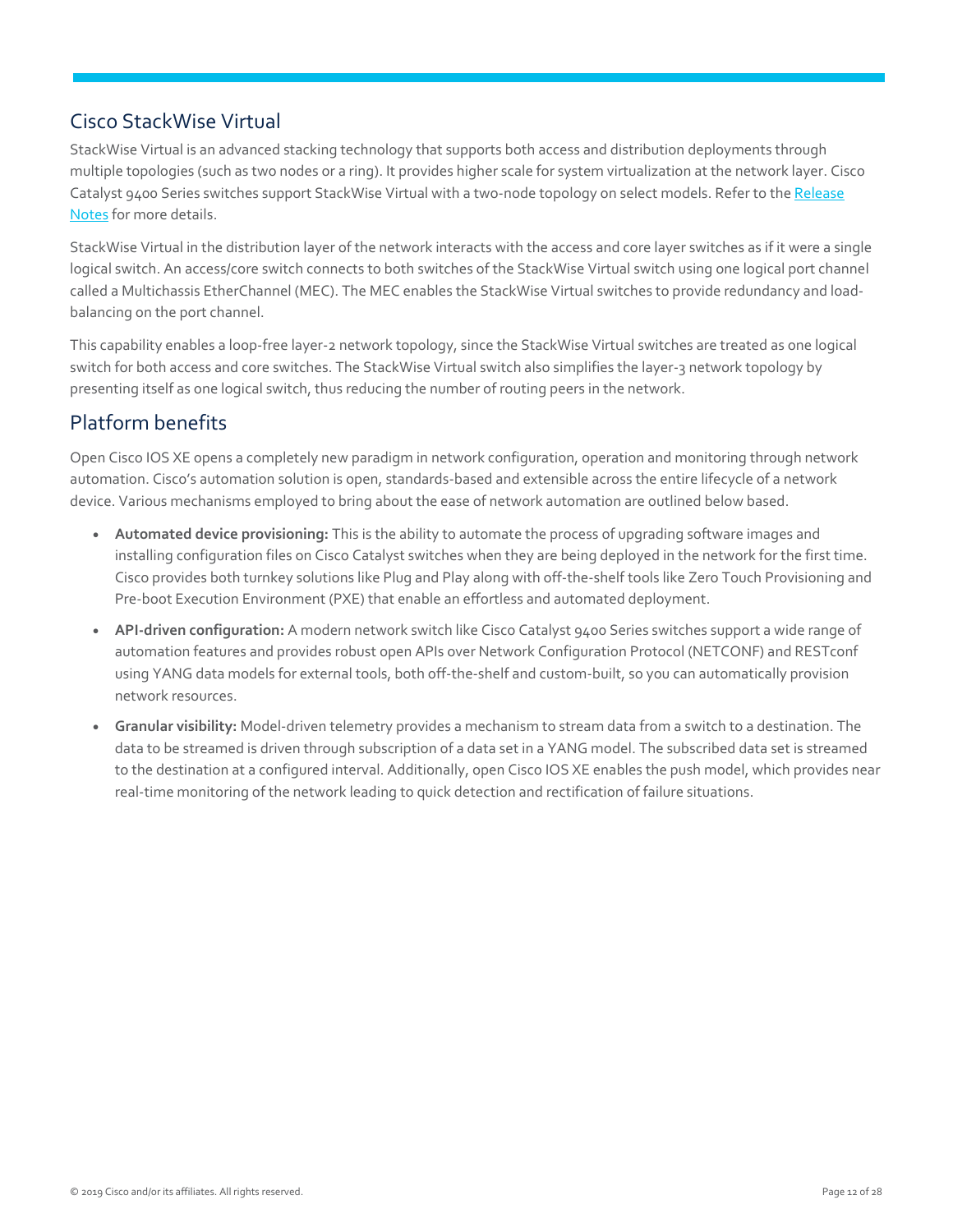## Cisco StackWise Virtual

StackWise Virtual is an advanced stacking technology that supports both access and distribution deployments through multiple topologies (such as two nodes or a ring). It provides higher scale for system virtualization at the network layer. Cisco Catalyst 9400 Series switches support StackWise Virtual with a two-node topology on select models. Refer to the [Release Notes]() for more details.

StackWise Virtual in the distribution layer of the network interacts with the access and core layer switches as if it were a single logical switch. An access/core switch connects to both switches of the StackWise Virtual switch using one logical port channel called a Multichassis EtherChannel (MEC). The MEC enables the StackWise Virtual switches to provide redundancy and load-balancing on the port channel.

This capability enables a loop-free layer-2 network topology, since the StackWise Virtual switches are treated as one logical switch for both access and core switches. The StackWise Virtual switch also simplifies the layer-3 network topology by presenting itself as one logical switch, thus reducing the number of routing peers in the network.

## Platform benefits

Open Cisco IOS XE opens a completely new paradigm in network configuration, operation and monitoring through network automation. Cisco's automation solution is open, standards-based and extensible across the entire lifecycle of a network device. Various mechanisms employed to bring about the ease of network automation are outlined below based.

- **Automated device provisioning:** This is the ability to automate the process of upgrading software images and installing configuration files on Cisco Catalyst switches when they are being deployed in the network for the first time. Cisco provides both turnkey solutions like Plug and Play along with off-the-shelf tools like Zero Touch Provisioning and Pre-boot Execution Environment (PXE) that enable an effortless and automated deployment.
- **API-driven configuration:** A modern network switch like Cisco Catalyst 9400 Series switches support a wide range of automation features and provides robust open APIs over Network Configuration Protocol (NETCONF) and RESTconf using YANG data models for external tools, both off-the-shelf and custom-built, so you can automatically provision network resources.
- **Granular visibility:** Model-driven telemetry provides a mechanism to stream data from a switch to a destination. The data to be streamed is driven through subscription of a data set in a YANG model. The subscribed data set is streamed to the destination at a configured interval. Additionally, open Cisco IOS XE enables the push model, which provides near real-time monitoring of the network leading to quick detection and rectification of failure situations.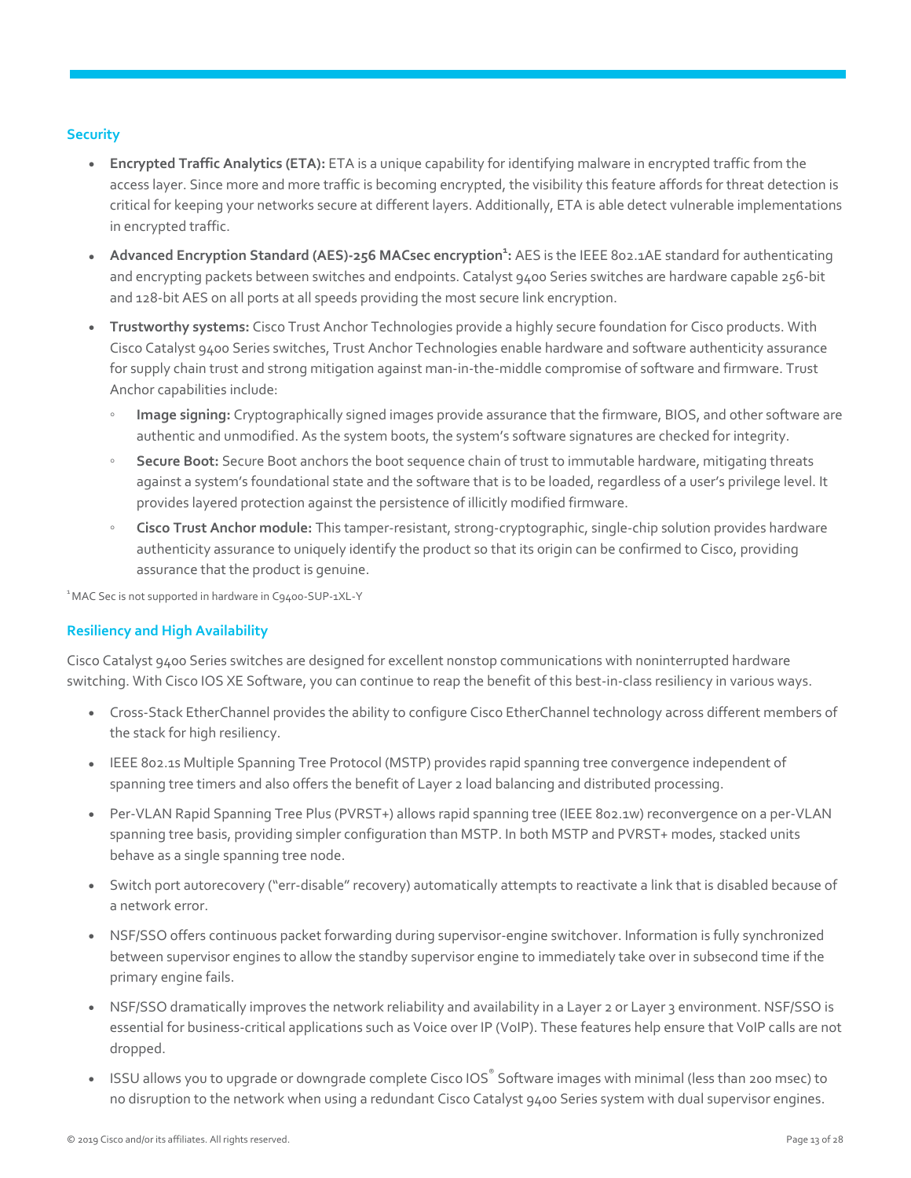### Security

- **Encrypted Traffic Analytics (ETA):** ETA is a unique capability for identifying malware in encrypted traffic from the access layer. Since more and more traffic is becoming encrypted, the visibility this feature affords for threat detection is critical for keeping your networks secure at different layers. Additionally, ETA is able detect vulnerable implementations in encrypted traffic.
- **Advanced Encryption Standard (AES)-256 MACsec encryption[1]:** AES is the IEEE 802.1AE standard for authenticating and encrypting packets between switches and endpoints. Catalyst 9400 Series switches are hardware capable 256-bit and 128-bit AES on all ports at all speeds providing the most secure link encryption.
- **Trustworthy systems:** Cisco Trust Anchor Technologies provide a highly secure foundation for Cisco products. With Cisco Catalyst 9400 Series switches, Trust Anchor Technologies enable hardware and software authenticity assurance for supply chain trust and strong mitigation against man-in-the-middle compromise of software and firmware. Trust Anchor capabilities include:
  - **Image signing:** Cryptographically signed images provide assurance that the firmware, BIOS, and other software are authentic and unmodified. As the system boots, the system's software signatures are checked for integrity.
  - **Secure Boot:** Secure Boot anchors the boot sequence chain of trust to immutable hardware, mitigating threats against a system's foundational state and the software that is to be loaded, regardless of a user's privilege level. It provides layered protection against the persistence of illicitly modified firmware.
  - **Cisco Trust Anchor module:** This tamper-resistant, strong-cryptographic, single-chip solution provides hardware authenticity assurance to uniquely identify the product so that its origin can be confirmed to Cisco, providing assurance that the product is genuine.

[1] MAC Sec is not supported in hardware in C9400-SUP-1XL-Y

### Resiliency and High Availability

Cisco Catalyst 9400 Series switches are designed for excellent nonstop communications with noninterrupted hardware switching. With Cisco IOS XE Software, you can continue to reap the benefit of this best-in-class resiliency in various ways.

- Cross-Stack EtherChannel provides the ability to configure Cisco EtherChannel technology across different members of the stack for high resiliency.
- IEEE 802.1s Multiple Spanning Tree Protocol (MSTP) provides rapid spanning tree convergence independent of spanning tree timers and also offers the benefit of Layer 2 load balancing and distributed processing.
- Per-VLAN Rapid Spanning Tree Plus (PVRST+) allows rapid spanning tree (IEEE 802.1w) reconvergence on a per-VLAN spanning tree basis, providing simpler configuration than MSTP. In both MSTP and PVRST+ modes, stacked units behave as a single spanning tree node.
- Switch port autorecovery ("err-disable" recovery) automatically attempts to reactivate a link that is disabled because of a network error.
- NSF/SSO offers continuous packet forwarding during supervisor-engine switchover. Information is fully synchronized between supervisor engines to allow the standby supervisor engine to immediately take over in subsecond time if the primary engine fails.
- NSF/SSO dramatically improves the network reliability and availability in a Layer 2 or Layer 3 environment. NSF/SSO is essential for business-critical applications such as Voice over IP (VoIP). These features help ensure that VoIP calls are not dropped.
- ISSU allows you to upgrade or downgrade complete Cisco IOS® Software images with minimal (less than 200 msec) to no disruption to the network when using a redundant Cisco Catalyst 9400 Series system with dual supervisor engines.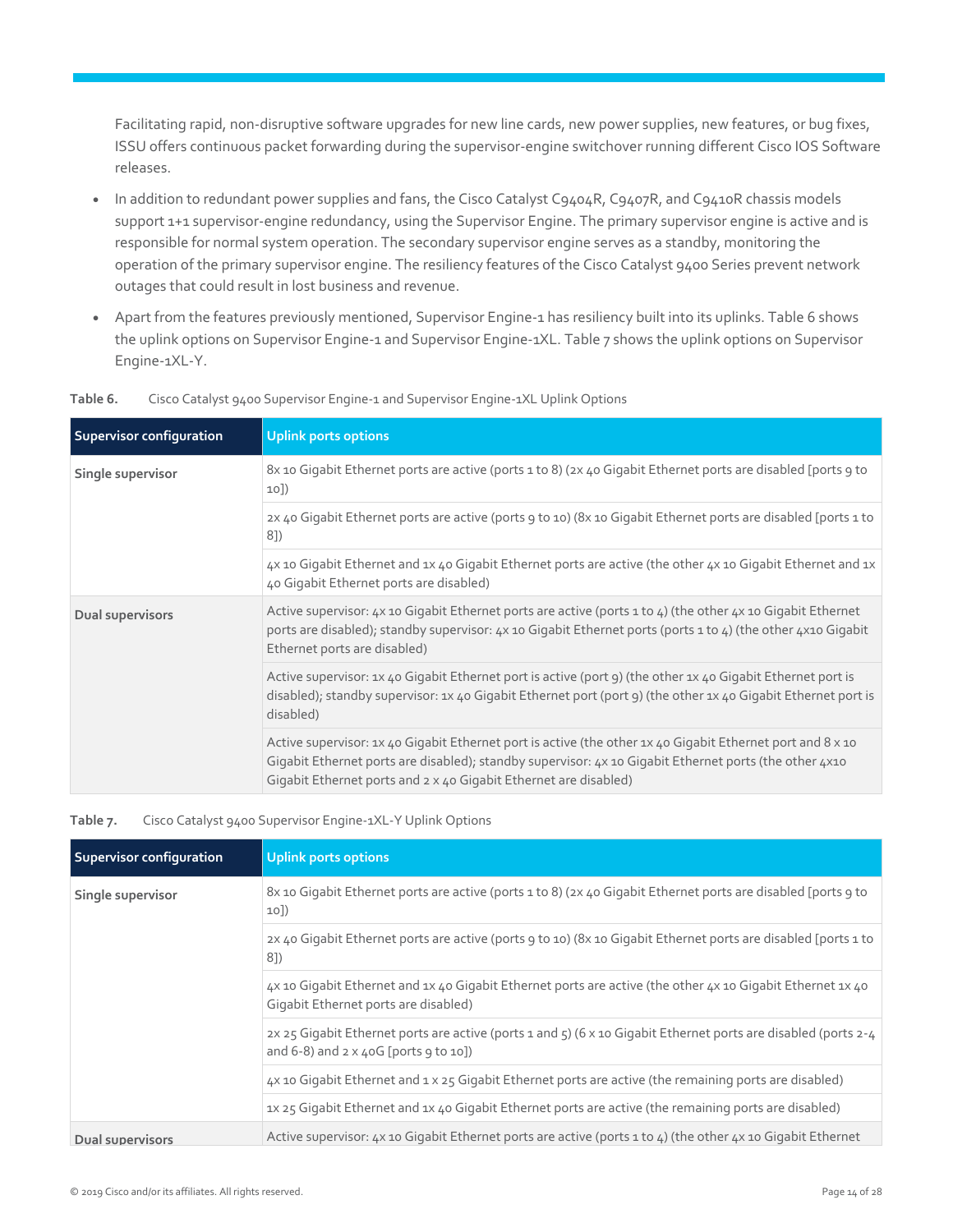Facilitating rapid, non-disruptive software upgrades for new line cards, new power supplies, new features, or bug fixes, ISSU offers continuous packet forwarding during the supervisor-engine switchover running different Cisco IOS Software releases.

- In addition to redundant power supplies and fans, the Cisco Catalyst C9404R, C9407R, and C9410R chassis models support 1+1 supervisor-engine redundancy, using the Supervisor Engine. The primary supervisor engine is active and is responsible for normal system operation. The secondary supervisor engine serves as a standby, monitoring the operation of the primary supervisor engine. The resiliency features of the Cisco Catalyst 9400 Series prevent network outages that could result in lost business and revenue.
- Apart from the features previously mentioned, Supervisor Engine-1 has resiliency built into its uplinks. Table 6 shows the uplink options on Supervisor Engine-1 and Supervisor Engine-1XL. Table 7 shows the uplink options on Supervisor Engine-1XL-Y.

**Table 6.** Cisco Catalyst 9400 Supervisor Engine-1 and Supervisor Engine-1XL Uplink Options

| Supervisor configuration | Uplink ports options |
| --- | --- |
| **Single supervisor** | 8x 10 Gigabit Ethernet ports are active (ports 1 to 8) (2x 40 Gigabit Ethernet ports are disabled [ports 9 to 10]) |
| | 2x 40 Gigabit Ethernet ports are active (ports 9 to 10) (8x 10 Gigabit Ethernet ports are disabled [ports 1 to 8]) |
| | 4x 10 Gigabit Ethernet and 1x 40 Gigabit Ethernet ports are active (the other 4x 10 Gigabit Ethernet and 1x 40 Gigabit Ethernet ports are disabled) |
| **Dual supervisors** | Active supervisor: 4x 10 Gigabit Ethernet ports are active (ports 1 to 4) (the other 4x 10 Gigabit Ethernet ports are disabled); standby supervisor: 4x 10 Gigabit Ethernet ports (ports 1 to 4) (the other 4x10 Gigabit Ethernet ports are disabled) |
| | Active supervisor: 1x 40 Gigabit Ethernet port is active (port 9) (the other 1x 40 Gigabit Ethernet port is disabled); standby supervisor: 1x 40 Gigabit Ethernet port (port 9) (the other 1x 40 Gigabit Ethernet port is disabled) |
| | Active supervisor: 1x 40 Gigabit Ethernet port is active (the other 1x 40 Gigabit Ethernet port and 8 x 10 Gigabit Ethernet ports are disabled); standby supervisor: 4x 10 Gigabit Ethernet ports (the other 4x10 Gigabit Ethernet ports and 2 x 40 Gigabit Ethernet are disabled) |

**Table 7.** Cisco Catalyst 9400 Supervisor Engine-1XL-Y Uplink Options

| Supervisor configuration | Uplink ports options |
| --- | --- |
| **Single supervisor** | 8x 10 Gigabit Ethernet ports are active (ports 1 to 8) (2x 40 Gigabit Ethernet ports are disabled [ports 9 to 10]) |
| | 2x 40 Gigabit Ethernet ports are active (ports 9 to 10) (8x 10 Gigabit Ethernet ports are disabled [ports 1 to 8]) |
| | 4x 10 Gigabit Ethernet and 1x 40 Gigabit Ethernet ports are active (the other 4x 10 Gigabit Ethernet 1x 40 Gigabit Ethernet ports are disabled) |
| | 2x 25 Gigabit Ethernet ports are active (ports 1 and 5) (6 x 10 Gigabit Ethernet ports are disabled (ports 2-4 and 6-8) and 2 x 40G [ports 9 to 10]) |
| | 4x 10 Gigabit Ethernet and 1 x 25 Gigabit Ethernet ports are active (the remaining ports are disabled) |
| | 1x 25 Gigabit Ethernet and 1x 40 Gigabit Ethernet ports are active (the remaining ports are disabled) |
| **Dual supervisors** | Active supervisor: 4x 10 Gigabit Ethernet ports are active (ports 1 to 4) (the other 4x 10 Gigabit Ethernet |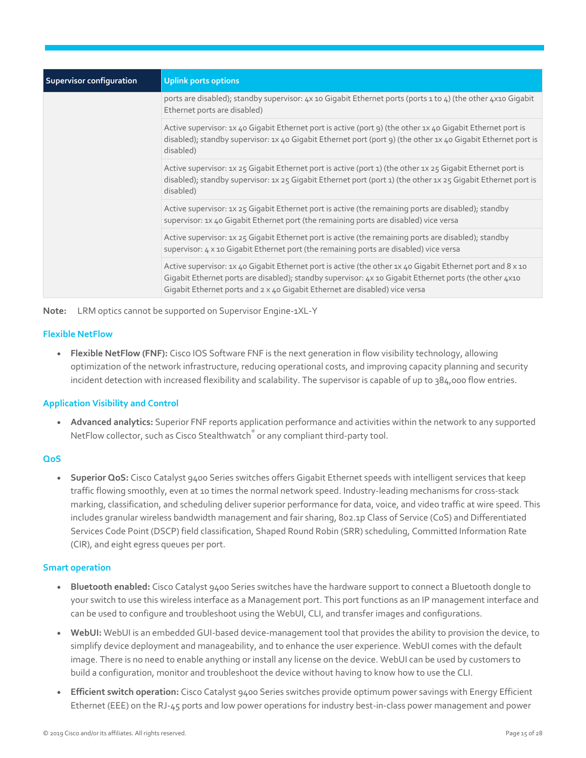| Supervisor configuration | Uplink ports options |
| --- | --- |
| | ports are disabled); standby supervisor: 4x 10 Gigabit Ethernet ports (ports 1 to 4) (the other 4x10 Gigabit Ethernet ports are disabled) |
| | Active supervisor: 1x 40 Gigabit Ethernet port is active (port 9) (the other 1x 40 Gigabit Ethernet port is disabled); standby supervisor: 1x 40 Gigabit Ethernet port (port 9) (the other 1x 40 Gigabit Ethernet port is disabled) |
| | Active supervisor: 1x 25 Gigabit Ethernet port is active (port 1) (the other 1x 25 Gigabit Ethernet port is disabled); standby supervisor: 1x 25 Gigabit Ethernet port (port 1) (the other 1x 25 Gigabit Ethernet port is disabled) |
| | Active supervisor: 1x 25 Gigabit Ethernet port is active (the remaining ports are disabled); standby supervisor: 1x 40 Gigabit Ethernet port (the remaining ports are disabled) vice versa |
| | Active supervisor: 1x 25 Gigabit Ethernet port is active (the remaining ports are disabled); standby supervisor: 4 x 10 Gigabit Ethernet port (the remaining ports are disabled) vice versa |
| | Active supervisor: 1x 40 Gigabit Ethernet port is active (the other 1x 40 Gigabit Ethernet port and 8 x 10 Gigabit Ethernet ports are disabled); standby supervisor: 4x 10 Gigabit Ethernet ports (the other 4x10 Gigabit Ethernet ports and 2 x 40 Gigabit Ethernet are disabled) vice versa |

**Note:** LRM optics cannot be supported on Supervisor Engine-1XL-Y

### Flexible NetFlow

- **Flexible NetFlow (FNF):** Cisco IOS Software FNF is the next generation in flow visibility technology, allowing optimization of the network infrastructure, reducing operational costs, and improving capacity planning and security incident detection with increased flexibility and scalability. The supervisor is capable of up to 384,000 flow entries.

### Application Visibility and Control

- **Advanced analytics:** Superior FNF reports application performance and activities within the network to any supported NetFlow collector, such as Cisco Stealthwatch® or any compliant third-party tool.

### QoS

- **Superior QoS:** Cisco Catalyst 9400 Series switches offers Gigabit Ethernet speeds with intelligent services that keep traffic flowing smoothly, even at 10 times the normal network speed. Industry-leading mechanisms for cross-stack marking, classification, and scheduling deliver superior performance for data, voice, and video traffic at wire speed. This includes granular wireless bandwidth management and fair sharing, 802.1p Class of Service (CoS) and Differentiated Services Code Point (DSCP) field classification, Shaped Round Robin (SRR) scheduling, Committed Information Rate (CIR), and eight egress queues per port.

### Smart operation

- **Bluetooth enabled:** Cisco Catalyst 9400 Series switches have the hardware support to connect a Bluetooth dongle to your switch to use this wireless interface as a Management port. This port functions as an IP management interface and can be used to configure and troubleshoot using the WebUI, CLI, and transfer images and configurations.
- **WebUI:** WebUI is an embedded GUI-based device-management tool that provides the ability to provision the device, to simplify device deployment and manageability, and to enhance the user experience. WebUI comes with the default image. There is no need to enable anything or install any license on the device. WebUI can be used by customers to build a configuration, monitor and troubleshoot the device without having to know how to use the CLI.
- **Efficient switch operation:** Cisco Catalyst 9400 Series switches provide optimum power savings with Energy Efficient Ethernet (EEE) on the RJ-45 ports and low power operations for industry best-in-class power management and power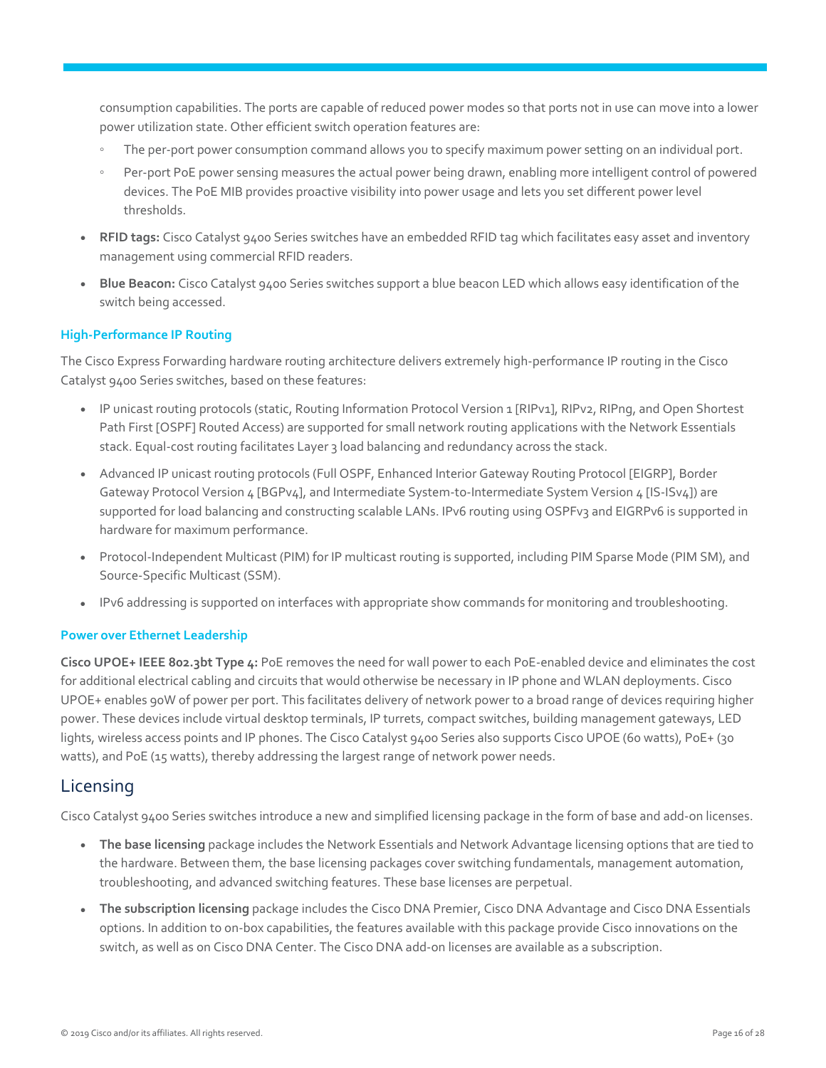consumption capabilities. The ports are capable of reduced power modes so that ports not in use can move into a lower power utilization state. Other efficient switch operation features are:

  - The per-port power consumption command allows you to specify maximum power setting on an individual port.
  - Per-port PoE power sensing measures the actual power being drawn, enabling more intelligent control of powered devices. The PoE MIB provides proactive visibility into power usage and lets you set different power level thresholds.

- **RFID tags:** Cisco Catalyst 9400 Series switches have an embedded RFID tag which facilitates easy asset and inventory management using commercial RFID readers.
- **Blue Beacon:** Cisco Catalyst 9400 Series switches support a blue beacon LED which allows easy identification of the switch being accessed.

### High-Performance IP Routing

The Cisco Express Forwarding hardware routing architecture delivers extremely high-performance IP routing in the Cisco Catalyst 9400 Series switches, based on these features:

- IP unicast routing protocols (static, Routing Information Protocol Version 1 [RIPv1], RIPv2, RIPng, and Open Shortest Path First [OSPF] Routed Access) are supported for small network routing applications with the Network Essentials stack. Equal-cost routing facilitates Layer 3 load balancing and redundancy across the stack.
- Advanced IP unicast routing protocols (Full OSPF, Enhanced Interior Gateway Routing Protocol [EIGRP], Border Gateway Protocol Version 4 [BGPv4], and Intermediate System-to-Intermediate System Version 4 [IS-ISv4]) are supported for load balancing and constructing scalable LANs. IPv6 routing using OSPFv3 and EIGRPv6 is supported in hardware for maximum performance.
- Protocol-Independent Multicast (PIM) for IP multicast routing is supported, including PIM Sparse Mode (PIM SM), and Source-Specific Multicast (SSM).
- IPv6 addressing is supported on interfaces with appropriate show commands for monitoring and troubleshooting.

### Power over Ethernet Leadership

**Cisco UPOE+ IEEE 802.3bt Type 4:** PoE removes the need for wall power to each PoE-enabled device and eliminates the cost for additional electrical cabling and circuits that would otherwise be necessary in IP phone and WLAN deployments. Cisco UPOE+ enables 90W of power per port. This facilitates delivery of network power to a broad range of devices requiring higher power. These devices include virtual desktop terminals, IP turrets, compact switches, building management gateways, LED lights, wireless access points and IP phones. The Cisco Catalyst 9400 Series also supports Cisco UPOE (60 watts), PoE+ (30 watts), and PoE (15 watts), thereby addressing the largest range of network power needs.

## Licensing

Cisco Catalyst 9400 Series switches introduce a new and simplified licensing package in the form of base and add-on licenses.

- **The base licensing** package includes the Network Essentials and Network Advantage licensing options that are tied to the hardware. Between them, the base licensing packages cover switching fundamentals, management automation, troubleshooting, and advanced switching features. These base licenses are perpetual.
- **The subscription licensing** package includes the Cisco DNA Premier, Cisco DNA Advantage and Cisco DNA Essentials options. In addition to on-box capabilities, the features available with this package provide Cisco innovations on the switch, as well as on Cisco DNA Center. The Cisco DNA add-on licenses are available as a subscription.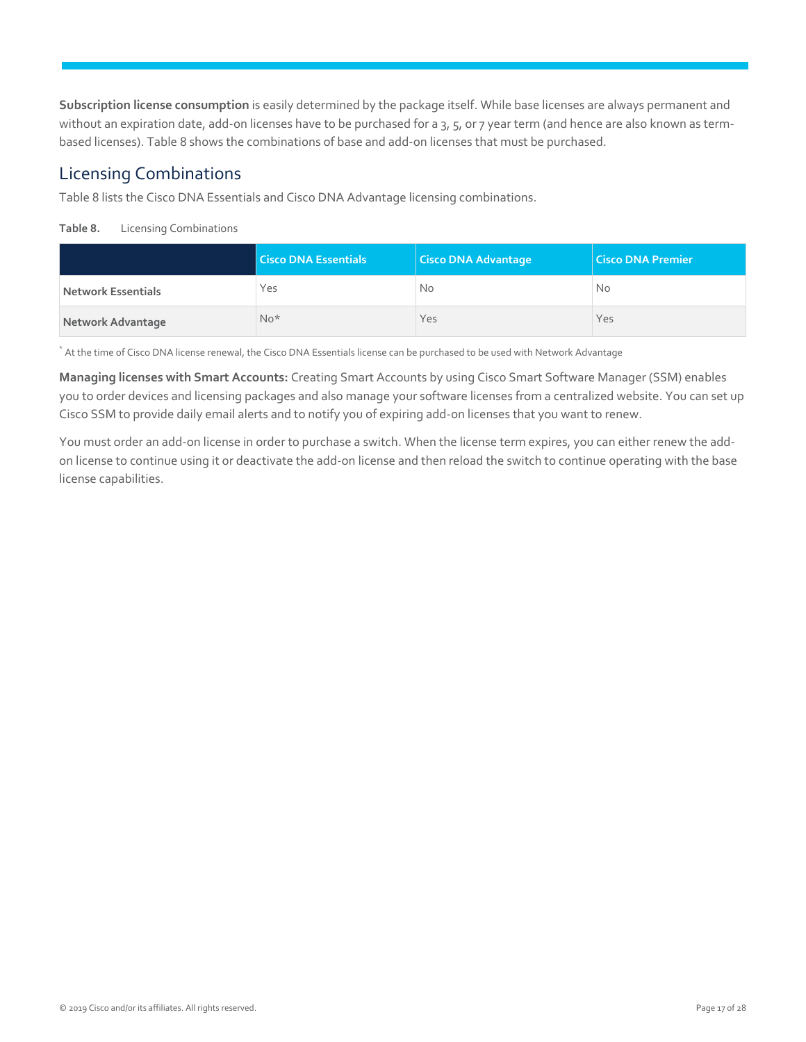**Subscription license consumption** is easily determined by the package itself. While base licenses are always permanent and without an expiration date, add-on licenses have to be purchased for a 3, 5, or 7 year term (and hence are also known as term-based licenses). Table 8 shows the combinations of base and add-on licenses that must be purchased.

## Licensing Combinations

Table 8 lists the Cisco DNA Essentials and Cisco DNA Advantage licensing combinations.

**Table 8.** Licensing Combinations

| | Cisco DNA Essentials | Cisco DNA Advantage | Cisco DNA Premier |
|---|---|---|---|
| **Network Essentials** | Yes | No | No |
| **Network Advantage** | No* | Yes | Yes |

* At the time of Cisco DNA license renewal, the Cisco DNA Essentials license can be purchased to be used with Network Advantage

**Managing licenses with Smart Accounts:** Creating Smart Accounts by using Cisco Smart Software Manager (SSM) enables you to order devices and licensing packages and also manage your software licenses from a centralized website. You can set up Cisco SSM to provide daily email alerts and to notify you of expiring add-on licenses that you want to renew.

You must order an add-on license in order to purchase a switch. When the license term expires, you can either renew the add-on license to continue using it or deactivate the add-on license and then reload the switch to continue operating with the base license capabilities.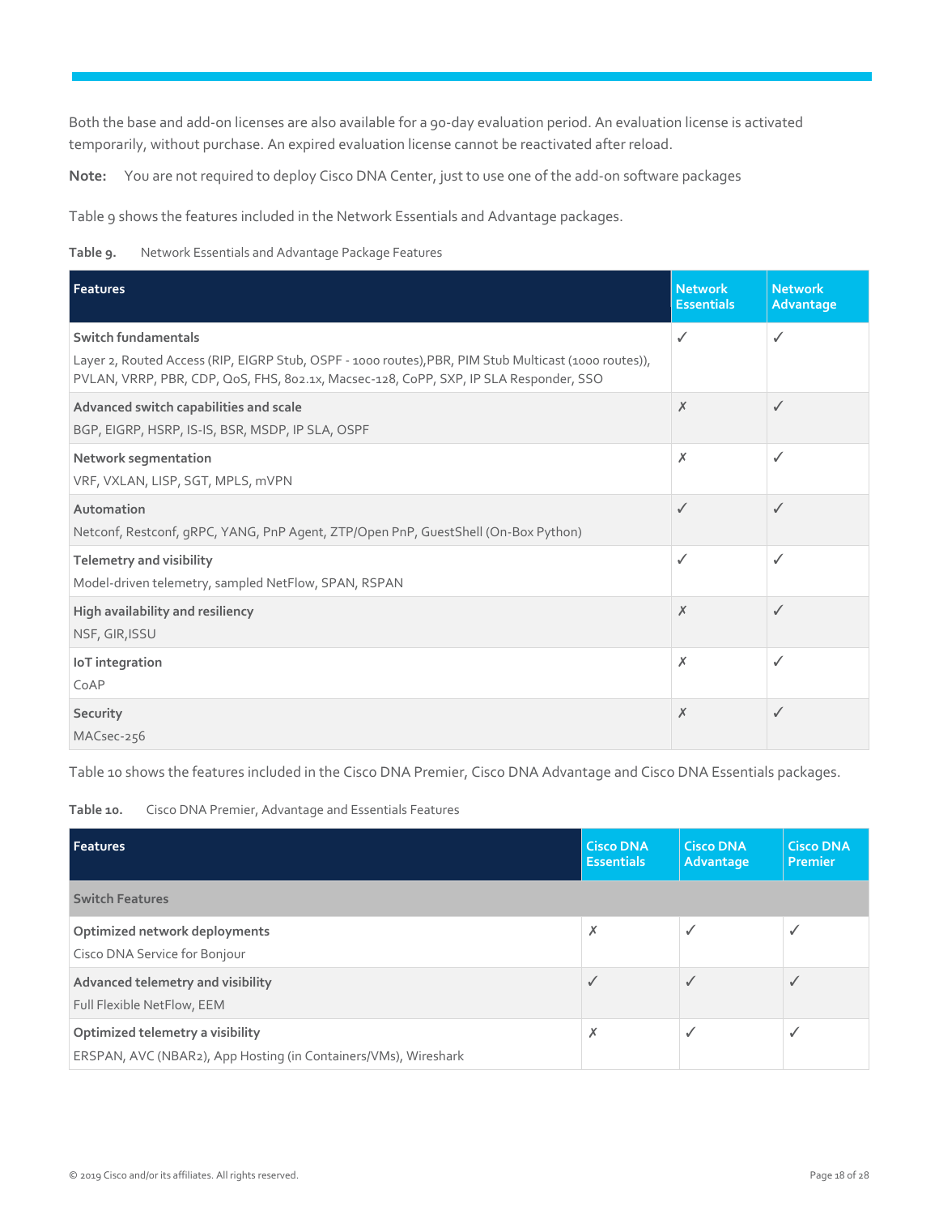Both the base and add-on licenses are also available for a 90-day evaluation period. An evaluation license is activated temporarily, without purchase. An expired evaluation license cannot be reactivated after reload.

**Note:** You are not required to deploy Cisco DNA Center, just to use one of the add-on software packages

Table 9 shows the features included in the Network Essentials and Advantage packages.

**Table 9.** Network Essentials and Advantage Package Features

| Features | Network Essentials | Network Advantage |
|---|---|---|
| **Switch fundamentals**<br>Layer 2, Routed Access (RIP, EIGRP Stub, OSPF - 1000 routes),PBR, PIM Stub Multicast (1000 routes)), PVLAN, VRRP, PBR, CDP, QoS, FHS, 802.1x, Macsec-128, CoPP, SXP, IP SLA Responder, SSO | ✓ | ✓ |
| **Advanced switch capabilities and scale**<br>BGP, EIGRP, HSRP, IS-IS, BSR, MSDP, IP SLA, OSPF | ✗ | ✓ |
| **Network segmentation**<br>VRF, VXLAN, LISP, SGT, MPLS, mVPN | ✗ | ✓ |
| **Automation**<br>Netconf, Restconf, gRPC, YANG, PnP Agent, ZTP/Open PnP, GuestShell (On-Box Python) | ✓ | ✓ |
| **Telemetry and visibility**<br>Model-driven telemetry, sampled NetFlow, SPAN, RSPAN | ✓ | ✓ |
| **High availability and resiliency**<br>NSF, GIR,ISSU | ✗ | ✓ |
| **IoT integration**<br>CoAP | ✗ | ✓ |
| **Security**<br>MACsec-256 | ✗ | ✓ |

Table 10 shows the features included in the Cisco DNA Premier, Cisco DNA Advantage and Cisco DNA Essentials packages.

**Table 10.** Cisco DNA Premier, Advantage and Essentials Features

| Features | Cisco DNA Essentials | Cisco DNA Advantage | Cisco DNA Premier |
|---|---|---|---|
| **Switch Features** | | | |
| **Optimized network deployments**<br>Cisco DNA Service for Bonjour | ✗ | ✓ | ✓ |
| **Advanced telemetry and visibility**<br>Full Flexible NetFlow, EEM | ✓ | ✓ | ✓ |
| **Optimized telemetry a visibility**<br>ERSPAN, AVC (NBAR2), App Hosting (in Containers/VMs), Wireshark | ✗ | ✓ | ✓ |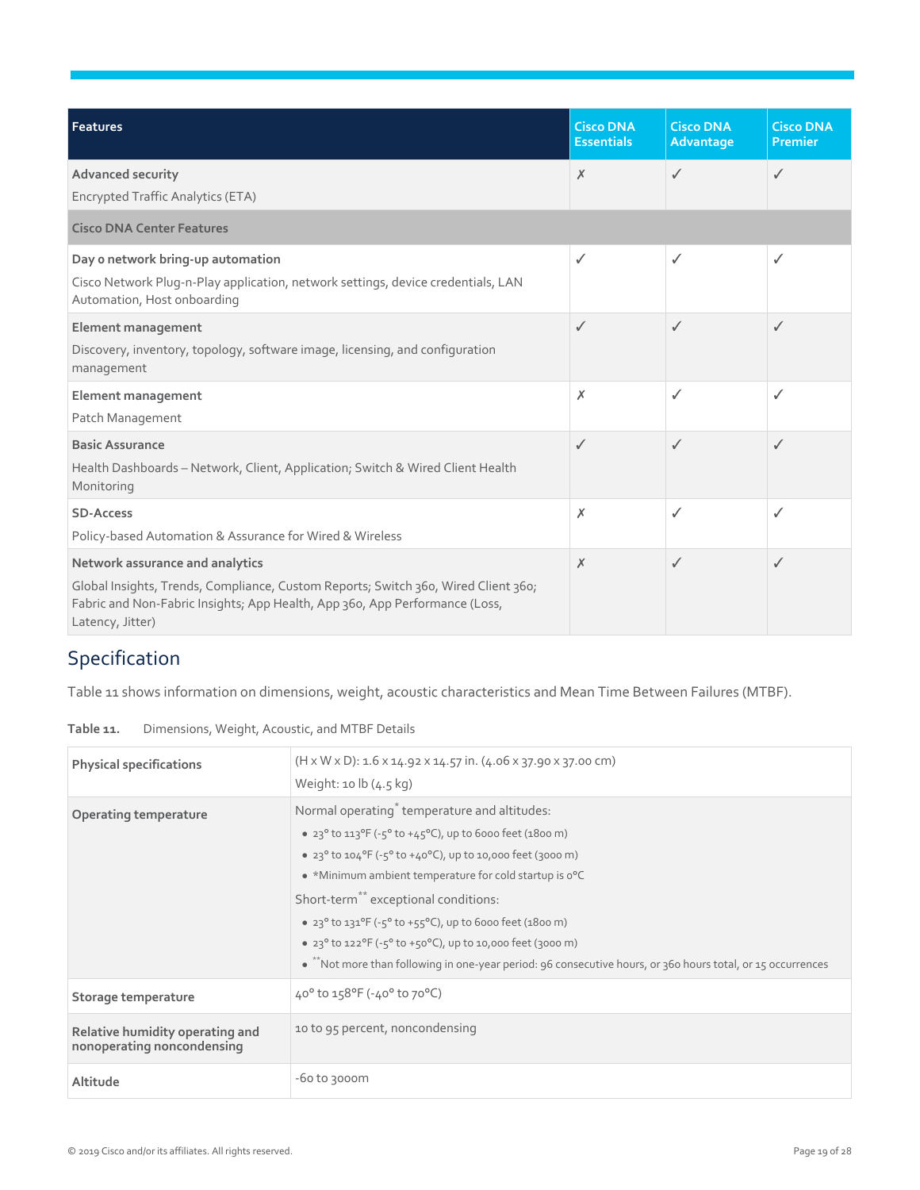| Features | Cisco DNA Essentials | Cisco DNA Advantage | Cisco DNA Premier |
|---|---|---|---|
| **Advanced security**<br>Encrypted Traffic Analytics (ETA) | ✗ | ✓ | ✓ |
| **Cisco DNA Center Features** | | | |
| **Day 0 network bring-up automation**<br>Cisco Network Plug-n-Play application, network settings, device credentials, LAN Automation, Host onboarding | ✓ | ✓ | ✓ |
| **Element management**<br>Discovery, inventory, topology, software image, licensing, and configuration management | ✓ | ✓ | ✓ |
| **Element management**<br>Patch Management | ✗ | ✓ | ✓ |
| **Basic Assurance**<br>Health Dashboards – Network, Client, Application; Switch & Wired Client Health Monitoring | ✓ | ✓ | ✓ |
| **SD-Access**<br>Policy-based Automation & Assurance for Wired & Wireless | ✗ | ✓ | ✓ |
| **Network assurance and analytics**<br>Global Insights, Trends, Compliance, Custom Reports; Switch 360, Wired Client 360; Fabric and Non-Fabric Insights; App Health, App 360, App Performance (Loss, Latency, Jitter) | ✗ | ✓ | ✓ |

## Specification

Table 11 shows information on dimensions, weight, acoustic characteristics and Mean Time Between Failures (MTBF).

**Table 11.** Dimensions, Weight, Acoustic, and MTBF Details

| | |
|---|---|
| **Physical specifications** | (H x W x D): 1.6 x 14.92 x 14.57 in. (4.06 x 37.90 x 37.00 cm)<br>Weight: 10 lb (4.5 kg) |
| **Operating temperature** | Normal operating* temperature and altitudes:<br>• 23° to 113°F (-5° to +45°C), up to 6000 feet (1800 m)<br>• 23° to 104°F (-5° to +40°C), up to 10,000 feet (3000 m)<br>• *Minimum ambient temperature for cold startup is 0°C<br>Short-term** exceptional conditions:<br>• 23° to 131°F (-5° to +55°C), up to 6000 feet (1800 m)<br>• 23° to 122°F (-5° to +50°C), up to 10,000 feet (3000 m)<br>• **Not more than following in one-year period: 96 consecutive hours, or 360 hours total, or 15 occurrences |
| **Storage temperature** | 40° to 158°F (-40° to 70°C) |
| **Relative humidity operating and nonoperating noncondensing** | 10 to 95 percent, noncondensing |
| **Altitude** | -60 to 3000m |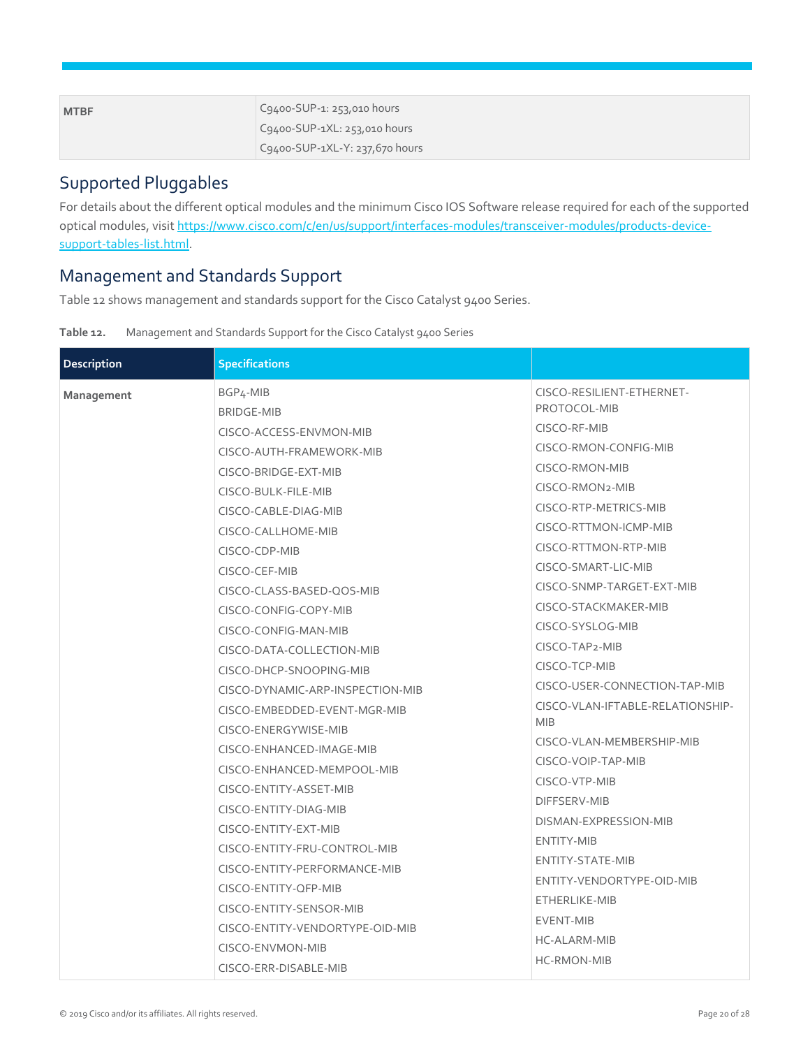| MTBF | C9400-SUP-1: 253,010 hours<br>C9400-SUP-1XL: 253,010 hours<br>C9400-SUP-1XL-Y: 237,670 hours |
| --- | --- |

## Supported Pluggables

For details about the different optical modules and the minimum Cisco IOS Software release required for each of the supported optical modules, visit https://www.cisco.com/c/en/us/support/interfaces-modules/transceiver-modules/products-device-support-tables-list.html.

## Management and Standards Support

Table 12 shows management and standards support for the Cisco Catalyst 9400 Series.

**Table 12.** Management and Standards Support for the Cisco Catalyst 9400 Series

| Description | Specifications | |
| --- | --- | --- |
| **Management** | BGP4-MIB<br>BRIDGE-MIB<br>CISCO-ACCESS-ENVMON-MIB<br>CISCO-AUTH-FRAMEWORK-MIB<br>CISCO-BRIDGE-EXT-MIB<br>CISCO-BULK-FILE-MIB<br>CISCO-CABLE-DIAG-MIB<br>CISCO-CALLHOME-MIB<br>CISCO-CDP-MIB<br>CISCO-CEF-MIB<br>CISCO-CLASS-BASED-QOS-MIB<br>CISCO-CONFIG-COPY-MIB<br>CISCO-CONFIG-MAN-MIB<br>CISCO-DATA-COLLECTION-MIB<br>CISCO-DHCP-SNOOPING-MIB<br>CISCO-DYNAMIC-ARP-INSPECTION-MIB<br>CISCO-EMBEDDED-EVENT-MGR-MIB<br>CISCO-ENERGYWISE-MIB<br>CISCO-ENHANCED-IMAGE-MIB<br>CISCO-ENHANCED-MEMPOOL-MIB<br>CISCO-ENTITY-ASSET-MIB<br>CISCO-ENTITY-DIAG-MIB<br>CISCO-ENTITY-EXT-MIB<br>CISCO-ENTITY-FRU-CONTROL-MIB<br>CISCO-ENTITY-PERFORMANCE-MIB<br>CISCO-ENTITY-QFP-MIB<br>CISCO-ENTITY-SENSOR-MIB<br>CISCO-ENTITY-VENDORTYPE-OID-MIB<br>CISCO-ENVMON-MIB<br>CISCO-ERR-DISABLE-MIB | CISCO-RESILIENT-ETHERNET-PROTOCOL-MIB<br>CISCO-RF-MIB<br>CISCO-RMON-CONFIG-MIB<br>CISCO-RMON-MIB<br>CISCO-RMON2-MIB<br>CISCO-RTP-METRICS-MIB<br>CISCO-RTTMON-ICMP-MIB<br>CISCO-RTTMON-RTP-MIB<br>CISCO-SMART-LIC-MIB<br>CISCO-SNMP-TARGET-EXT-MIB<br>CISCO-STACKMAKER-MIB<br>CISCO-SYSLOG-MIB<br>CISCO-TAP2-MIB<br>CISCO-TCP-MIB<br>CISCO-USER-CONNECTION-TAP-MIB<br>CISCO-VLAN-IFTABLE-RELATIONSHIP-MIB<br>CISCO-VLAN-MEMBERSHIP-MIB<br>CISCO-VOIP-TAP-MIB<br>CISCO-VTP-MIB<br>DIFFSERV-MIB<br>DISMAN-EXPRESSION-MIB<br>ENTITY-MIB<br>ENTITY-STATE-MIB<br>ENTITY-VENDORTYPE-OID-MIB<br>ETHERLIKE-MIB<br>EVENT-MIB<br>HC-ALARM-MIB<br>HC-RMON-MIB |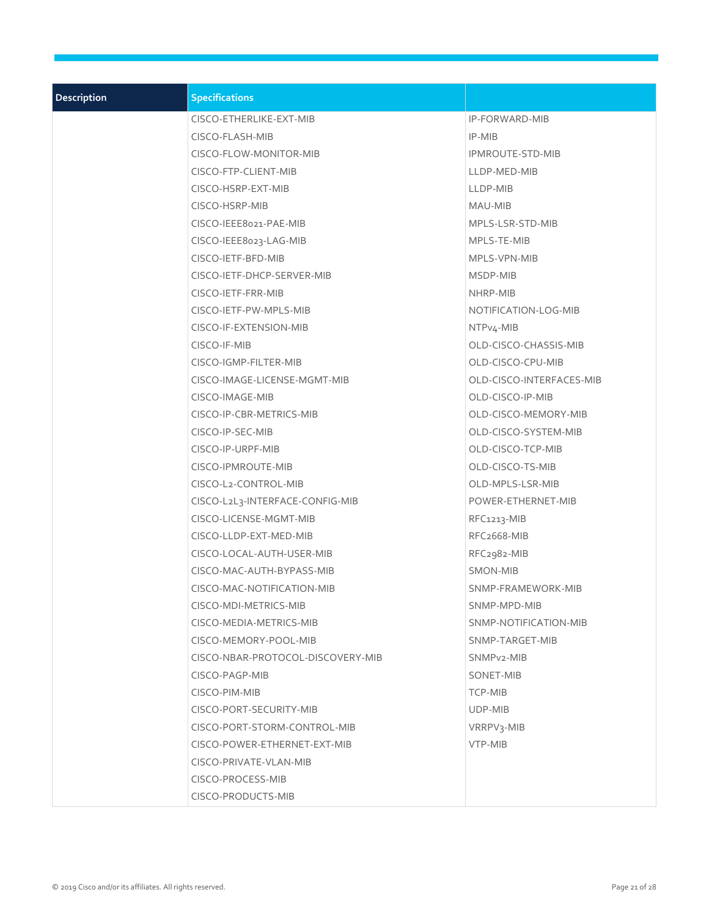| Description | Specifications | |
|---|---|---|
| | CISCO-ETHERLIKE-EXT-MIB | IP-FORWARD-MIB |
| | CISCO-FLASH-MIB | IP-MIB |
| | CISCO-FLOW-MONITOR-MIB | IPMROUTE-STD-MIB |
| | CISCO-FTP-CLIENT-MIB | LLDP-MED-MIB |
| | CISCO-HSRP-EXT-MIB | LLDP-MIB |
| | CISCO-HSRP-MIB | MAU-MIB |
| | CISCO-IEEE8021-PAE-MIB | MPLS-LSR-STD-MIB |
| | CISCO-IEEE8023-LAG-MIB | MPLS-TE-MIB |
| | CISCO-IETF-BFD-MIB | MPLS-VPN-MIB |
| | CISCO-IETF-DHCP-SERVER-MIB | MSDP-MIB |
| | CISCO-IETF-FRR-MIB | NHRP-MIB |
| | CISCO-IETF-PW-MPLS-MIB | NOTIFICATION-LOG-MIB |
| | CISCO-IF-EXTENSION-MIB | NTPv4-MIB |
| | CISCO-IF-MIB | OLD-CISCO-CHASSIS-MIB |
| | CISCO-IGMP-FILTER-MIB | OLD-CISCO-CPU-MIB |
| | CISCO-IMAGE-LICENSE-MGMT-MIB | OLD-CISCO-INTERFACES-MIB |
| | CISCO-IMAGE-MIB | OLD-CISCO-IP-MIB |
| | CISCO-IP-CBR-METRICS-MIB | OLD-CISCO-MEMORY-MIB |
| | CISCO-IP-SEC-MIB | OLD-CISCO-SYSTEM-MIB |
| | CISCO-IP-URPF-MIB | OLD-CISCO-TCP-MIB |
| | CISCO-IPMROUTE-MIB | OLD-CISCO-TS-MIB |
| | CISCO-L2-CONTROL-MIB | OLD-MPLS-LSR-MIB |
| | CISCO-L2L3-INTERFACE-CONFIG-MIB | POWER-ETHERNET-MIB |
| | CISCO-LICENSE-MGMT-MIB | RFC1213-MIB |
| | CISCO-LLDP-EXT-MED-MIB | RFC2668-MIB |
| | CISCO-LOCAL-AUTH-USER-MIB | RFC2982-MIB |
| | CISCO-MAC-AUTH-BYPASS-MIB | SMON-MIB |
| | CISCO-MAC-NOTIFICATION-MIB | SNMP-FRAMEWORK-MIB |
| | CISCO-MDI-METRICS-MIB | SNMP-MPD-MIB |
| | CISCO-MEDIA-METRICS-MIB | SNMP-NOTIFICATION-MIB |
| | CISCO-MEMORY-POOL-MIB | SNMP-TARGET-MIB |
| | CISCO-NBAR-PROTOCOL-DISCOVERY-MIB | SNMPv2-MIB |
| | CISCO-PAGP-MIB | SONET-MIB |
| | CISCO-PIM-MIB | TCP-MIB |
| | CISCO-PORT-SECURITY-MIB | UDP-MIB |
| | CISCO-PORT-STORM-CONTROL-MIB | VRRPV3-MIB |
| | CISCO-POWER-ETHERNET-EXT-MIB | VTP-MIB |
| | CISCO-PRIVATE-VLAN-MIB | |
| | CISCO-PROCESS-MIB | |
| | CISCO-PRODUCTS-MIB | |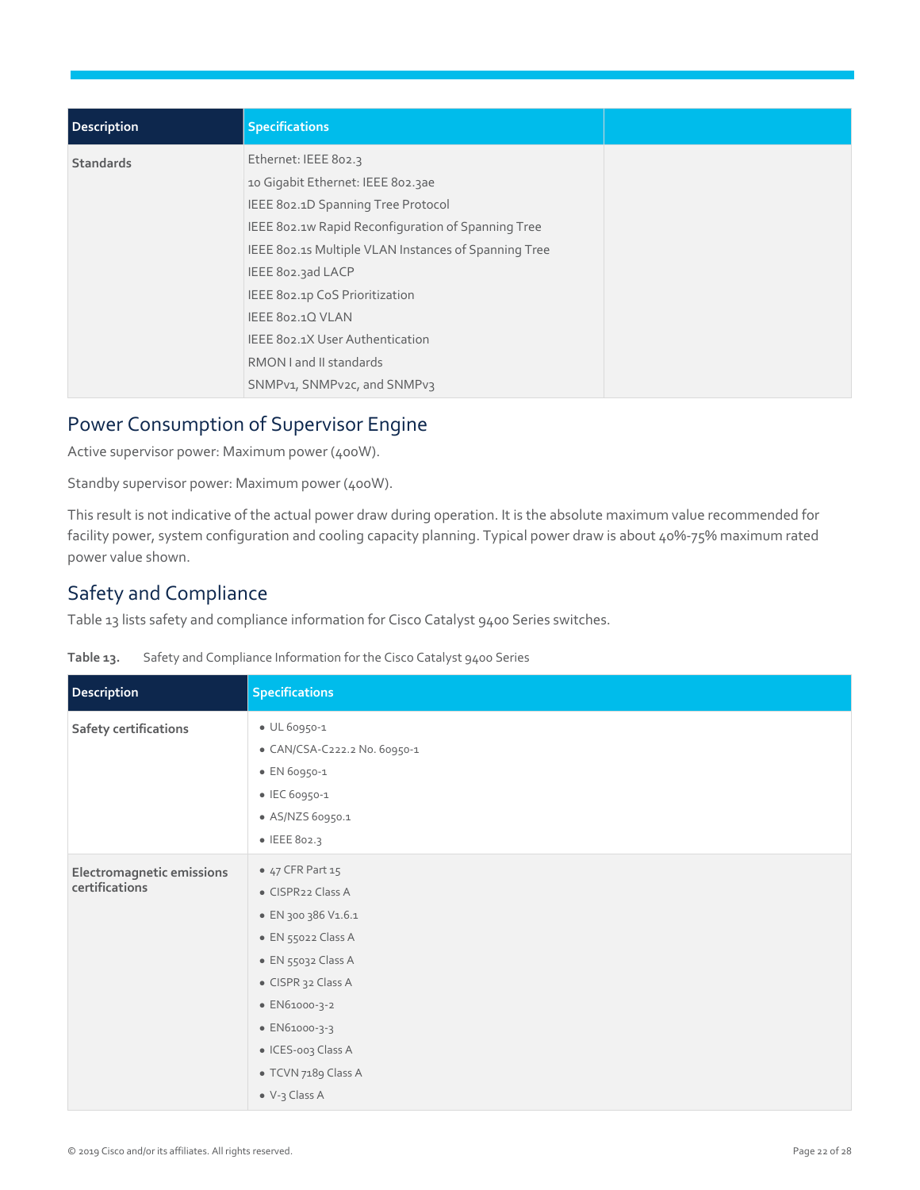| Description | Specifications | |
| --- | --- | --- |
| Standards | Ethernet: IEEE 802.3<br>10 Gigabit Ethernet: IEEE 802.3ae<br>IEEE 802.1D Spanning Tree Protocol<br>IEEE 802.1w Rapid Reconfiguration of Spanning Tree<br>IEEE 802.1s Multiple VLAN Instances of Spanning Tree<br>IEEE 802.3ad LACP<br>IEEE 802.1p CoS Prioritization<br>IEEE 802.1Q VLAN<br>IEEE 802.1X User Authentication<br>RMON I and II standards<br>SNMPv1, SNMPv2c, and SNMPv3 | |

## Power Consumption of Supervisor Engine

Active supervisor power: Maximum power (400W).

Standby supervisor power: Maximum power (400W).

This result is not indicative of the actual power draw during operation. It is the absolute maximum value recommended for facility power, system configuration and cooling capacity planning. Typical power draw is about 40%-75% maximum rated power value shown.

## Safety and Compliance

Table 13 lists safety and compliance information for Cisco Catalyst 9400 Series switches.

**Table 13.** Safety and Compliance Information for the Cisco Catalyst 9400 Series

| Description | Specifications |
| --- | --- |
| Safety certifications | • UL 60950-1<br>• CAN/CSA-C222.2 No. 60950-1<br>• EN 60950-1<br>• IEC 60950-1<br>• AS/NZS 60950.1<br>• IEEE 802.3 |
| Electromagnetic emissions certifications | • 47 CFR Part 15<br>• CISPR22 Class A<br>• EN 300 386 V1.6.1<br>• EN 55022 Class A<br>• EN 55032 Class A<br>• CISPR 32 Class A<br>• EN61000-3-2<br>• EN61000-3-3<br>• ICES-003 Class A<br>• TCVN 7189 Class A<br>• V-3 Class A |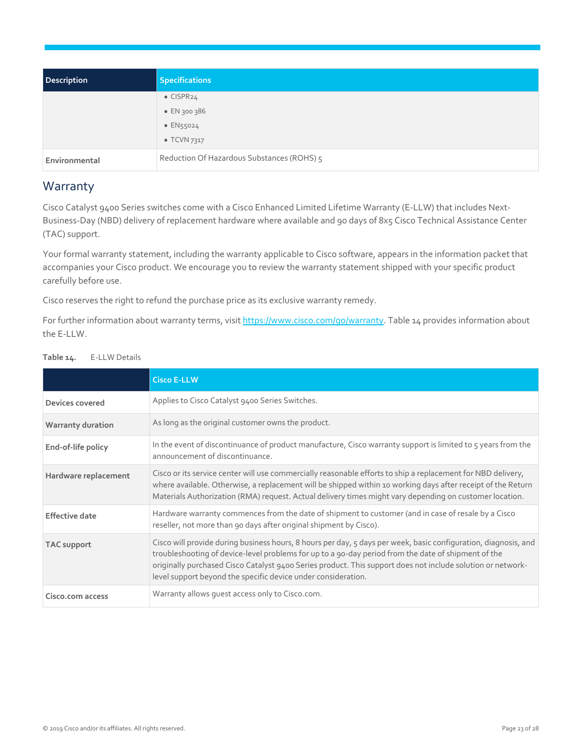| Description | Specifications |
| --- | --- |
| | • CISPR24<br>• EN 300 386<br>• EN55024<br>• TCVN 7317 |
| **Environmental** | Reduction Of Hazardous Substances (ROHS) 5 |

## Warranty

Cisco Catalyst 9400 Series switches come with a Cisco Enhanced Limited Lifetime Warranty (E-LLW) that includes Next-Business-Day (NBD) delivery of replacement hardware where available and 90 days of 8x5 Cisco Technical Assistance Center (TAC) support.

Your formal warranty statement, including the warranty applicable to Cisco software, appears in the information packet that accompanies your Cisco product. We encourage you to review the warranty statement shipped with your specific product carefully before use.

Cisco reserves the right to refund the purchase price as its exclusive warranty remedy.

For further information about warranty terms, visit https://www.cisco.com/go/warranty. Table 14 provides information about the E-LLW.

**Table 14.** E-LLW Details

| | Cisco E-LLW |
| --- | --- |
| **Devices covered** | Applies to Cisco Catalyst 9400 Series Switches. |
| **Warranty duration** | As long as the original customer owns the product. |
| **End-of-life policy** | In the event of discontinuance of product manufacture, Cisco warranty support is limited to 5 years from the announcement of discontinuance. |
| **Hardware replacement** | Cisco or its service center will use commercially reasonable efforts to ship a replacement for NBD delivery, where available. Otherwise, a replacement will be shipped within 10 working days after receipt of the Return Materials Authorization (RMA) request. Actual delivery times might vary depending on customer location. |
| **Effective date** | Hardware warranty commences from the date of shipment to customer (and in case of resale by a Cisco reseller, not more than 90 days after original shipment by Cisco). |
| **TAC support** | Cisco will provide during business hours, 8 hours per day, 5 days per week, basic configuration, diagnosis, and troubleshooting of device-level problems for up to a 90-day period from the date of shipment of the originally purchased Cisco Catalyst 9400 Series product. This support does not include solution or network-level support beyond the specific device under consideration. |
| **Cisco.com access** | Warranty allows guest access only to Cisco.com. |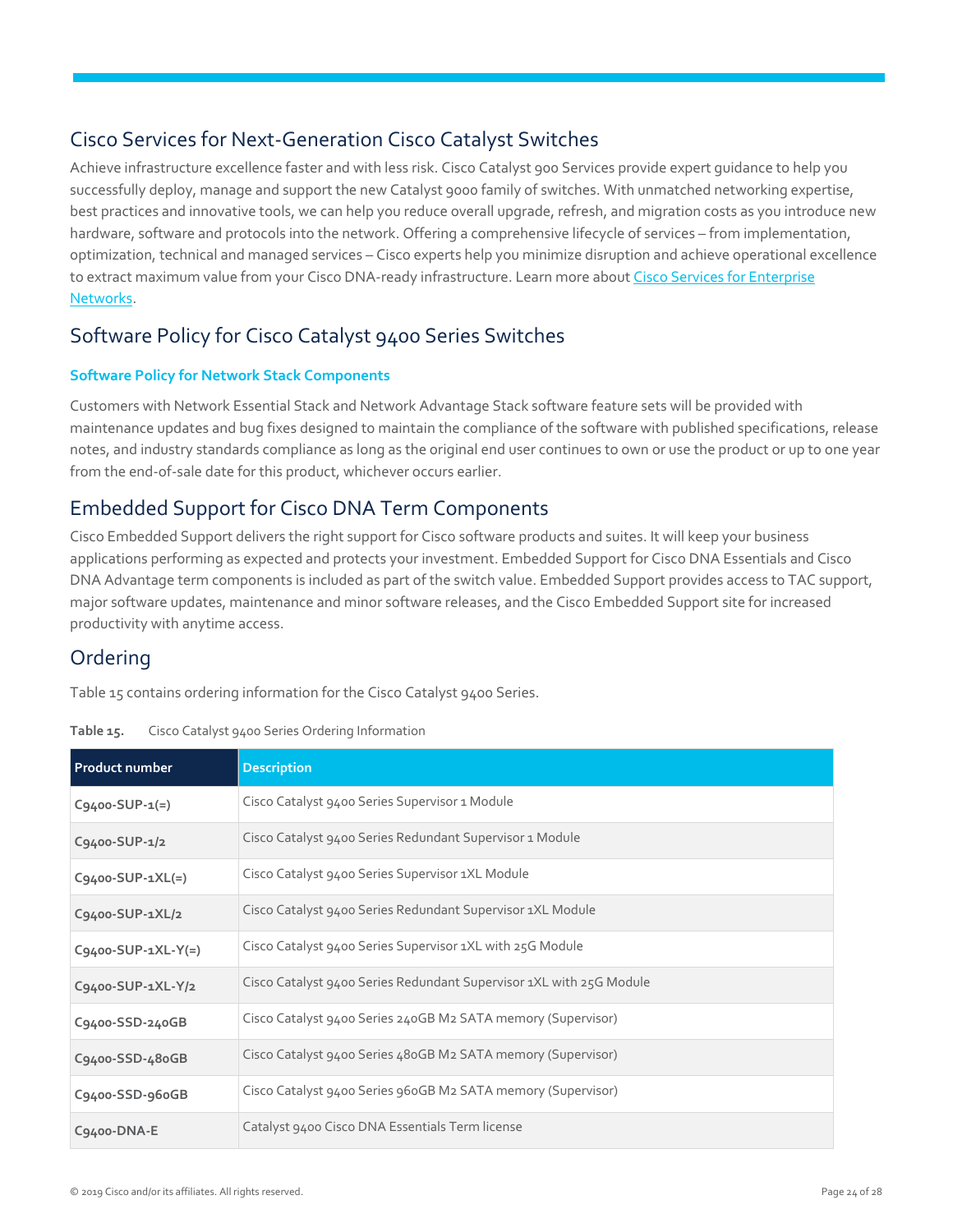## Cisco Services for Next-Generation Cisco Catalyst Switches

Achieve infrastructure excellence faster and with less risk. Cisco Catalyst 900 Services provide expert guidance to help you successfully deploy, manage and support the new Catalyst 9000 family of switches. With unmatched networking expertise, best practices and innovative tools, we can help you reduce overall upgrade, refresh, and migration costs as you introduce new hardware, software and protocols into the network. Offering a comprehensive lifecycle of services – from implementation, optimization, technical and managed services – Cisco experts help you minimize disruption and achieve operational excellence to extract maximum value from your Cisco DNA-ready infrastructure. Learn more about Cisco Services for Enterprise Networks.

## Software Policy for Cisco Catalyst 9400 Series Switches

### Software Policy for Network Stack Components

Customers with Network Essential Stack and Network Advantage Stack software feature sets will be provided with maintenance updates and bug fixes designed to maintain the compliance of the software with published specifications, release notes, and industry standards compliance as long as the original end user continues to own or use the product or up to one year from the end-of-sale date for this product, whichever occurs earlier.

## Embedded Support for Cisco DNA Term Components

Cisco Embedded Support delivers the right support for Cisco software products and suites. It will keep your business applications performing as expected and protects your investment. Embedded Support for Cisco DNA Essentials and Cisco DNA Advantage term components is included as part of the switch value. Embedded Support provides access to TAC support, major software updates, maintenance and minor software releases, and the Cisco Embedded Support site for increased productivity with anytime access.

## Ordering

Table 15 contains ordering information for the Cisco Catalyst 9400 Series.

**Table 15.** Cisco Catalyst 9400 Series Ordering Information

| Product number | Description |
|---|---|
| **C9400-SUP-1(=)** | Cisco Catalyst 9400 Series Supervisor 1 Module |
| **C9400-SUP-1/2** | Cisco Catalyst 9400 Series Redundant Supervisor 1 Module |
| **C9400-SUP-1XL(=)** | Cisco Catalyst 9400 Series Supervisor 1XL Module |
| **C9400-SUP-1XL/2** | Cisco Catalyst 9400 Series Redundant Supervisor 1XL Module |
| **C9400-SUP-1XL-Y(=)** | Cisco Catalyst 9400 Series Supervisor 1XL with 25G Module |
| **C9400-SUP-1XL-Y/2** | Cisco Catalyst 9400 Series Redundant Supervisor 1XL with 25G Module |
| **C9400-SSD-240GB** | Cisco Catalyst 9400 Series 240GB M2 SATA memory (Supervisor) |
| **C9400-SSD-480GB** | Cisco Catalyst 9400 Series 480GB M2 SATA memory (Supervisor) |
| **C9400-SSD-960GB** | Cisco Catalyst 9400 Series 960GB M2 SATA memory (Supervisor) |
| **C9400-DNA-E** | Catalyst 9400 Cisco DNA Essentials Term license |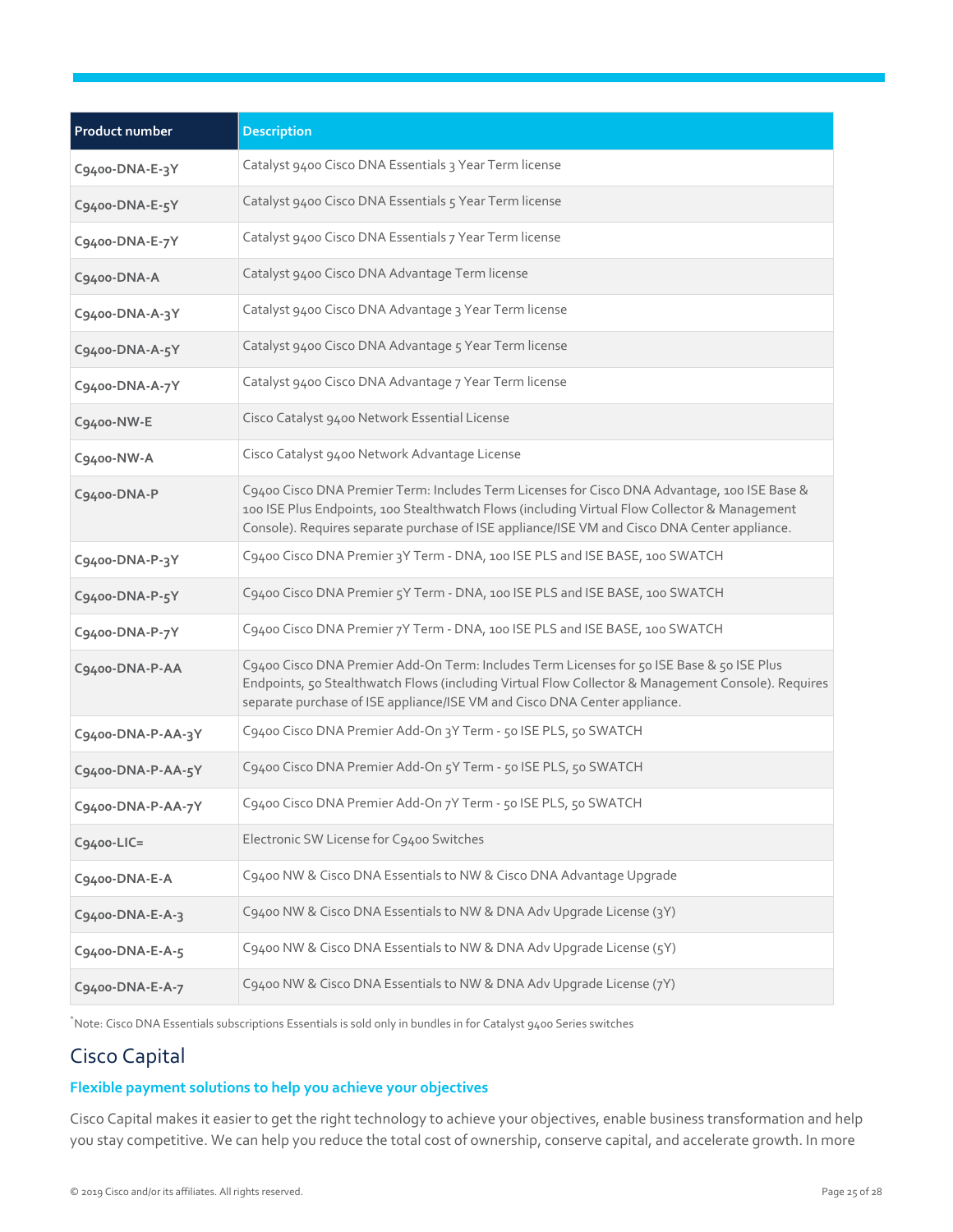| Product number | Description |
| --- | --- |
| C9400-DNA-E-3Y | Catalyst 9400 Cisco DNA Essentials 3 Year Term license |
| C9400-DNA-E-5Y | Catalyst 9400 Cisco DNA Essentials 5 Year Term license |
| C9400-DNA-E-7Y | Catalyst 9400 Cisco DNA Essentials 7 Year Term license |
| C9400-DNA-A | Catalyst 9400 Cisco DNA Advantage Term license |
| C9400-DNA-A-3Y | Catalyst 9400 Cisco DNA Advantage 3 Year Term license |
| C9400-DNA-A-5Y | Catalyst 9400 Cisco DNA Advantage 5 Year Term license |
| C9400-DNA-A-7Y | Catalyst 9400 Cisco DNA Advantage 7 Year Term license |
| C9400-NW-E | Cisco Catalyst 9400 Network Essential License |
| C9400-NW-A | Cisco Catalyst 9400 Network Advantage License |
| C9400-DNA-P | C9400 Cisco DNA Premier Term: Includes Term Licenses for Cisco DNA Advantage, 100 ISE Base & 100 ISE Plus Endpoints, 100 Stealthwatch Flows (including Virtual Flow Collector & Management Console). Requires separate purchase of ISE appliance/ISE VM and Cisco DNA Center appliance. |
| C9400-DNA-P-3Y | C9400 Cisco DNA Premier 3Y Term - DNA, 100 ISE PLS and ISE BASE, 100 SWATCH |
| C9400-DNA-P-5Y | C9400 Cisco DNA Premier 5Y Term - DNA, 100 ISE PLS and ISE BASE, 100 SWATCH |
| C9400-DNA-P-7Y | C9400 Cisco DNA Premier 7Y Term - DNA, 100 ISE PLS and ISE BASE, 100 SWATCH |
| C9400-DNA-P-AA | C9400 Cisco DNA Premier Add-On Term: Includes Term Licenses for 50 ISE Base & 50 ISE Plus Endpoints, 50 Stealthwatch Flows (including Virtual Flow Collector & Management Console). Requires separate purchase of ISE appliance/ISE VM and Cisco DNA Center appliance. |
| C9400-DNA-P-AA-3Y | C9400 Cisco DNA Premier Add-On 3Y Term - 50 ISE PLS, 50 SWATCH |
| C9400-DNA-P-AA-5Y | C9400 Cisco DNA Premier Add-On 5Y Term - 50 ISE PLS, 50 SWATCH |
| C9400-DNA-P-AA-7Y | C9400 Cisco DNA Premier Add-On 7Y Term - 50 ISE PLS, 50 SWATCH |
| C9400-LIC= | Electronic SW License for C9400 Switches |
| C9400-DNA-E-A | C9400 NW & Cisco DNA Essentials to NW & Cisco DNA Advantage Upgrade |
| C9400-DNA-E-A-3 | C9400 NW & Cisco DNA Essentials to NW & DNA Adv Upgrade License (3Y) |
| C9400-DNA-E-A-5 | C9400 NW & Cisco DNA Essentials to NW & DNA Adv Upgrade License (5Y) |
| C9400-DNA-E-A-7 | C9400 NW & Cisco DNA Essentials to NW & DNA Adv Upgrade License (7Y) |

[*]Note: Cisco DNA Essentials subscriptions Essentials is sold only in bundles in for Catalyst 9400 Series switches

## Cisco Capital

### Flexible payment solutions to help you achieve your objectives

Cisco Capital makes it easier to get the right technology to achieve your objectives, enable business transformation and help you stay competitive. We can help you reduce the total cost of ownership, conserve capital, and accelerate growth. In more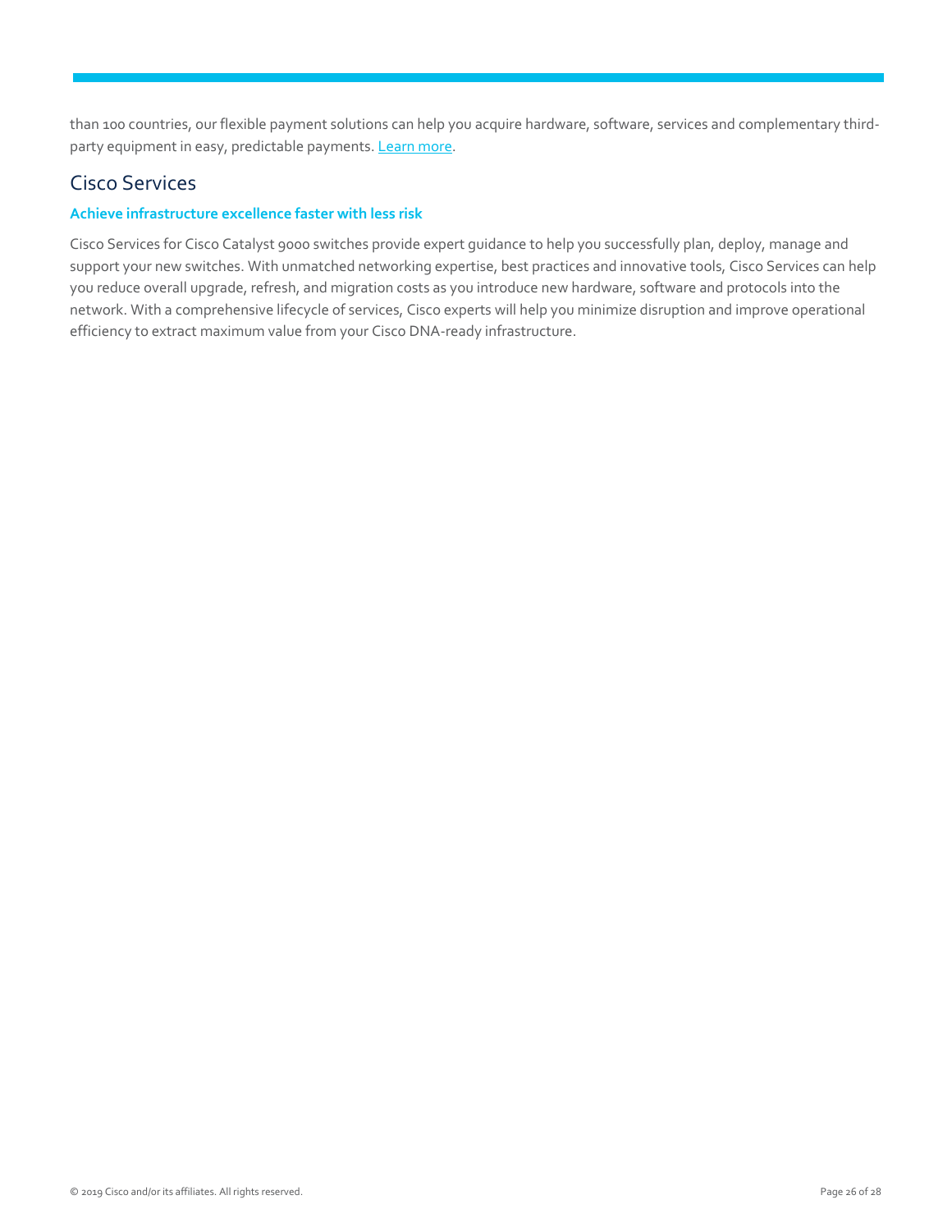than 100 countries, our flexible payment solutions can help you acquire hardware, software, services and complementary third-party equipment in easy, predictable payments. Learn more.

## Cisco Services

### Achieve infrastructure excellence faster with less risk

Cisco Services for Cisco Catalyst 9000 switches provide expert guidance to help you successfully plan, deploy, manage and support your new switches. With unmatched networking expertise, best practices and innovative tools, Cisco Services can help you reduce overall upgrade, refresh, and migration costs as you introduce new hardware, software and protocols into the network. With a comprehensive lifecycle of services, Cisco experts will help you minimize disruption and improve operational efficiency to extract maximum value from your Cisco DNA-ready infrastructure.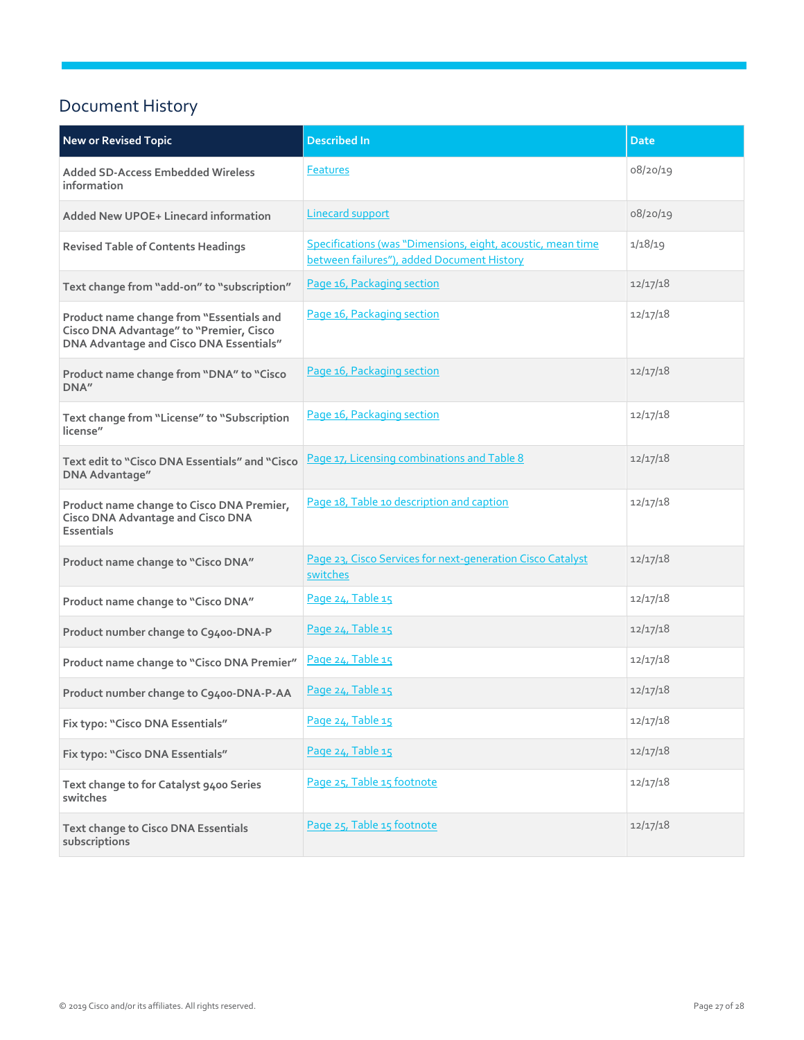## Document History

| New or Revised Topic | Described In | Date |
| --- | --- | --- |
| Added SD-Access Embedded Wireless information | Features | 08/20/19 |
| Added New UPOE+ Linecard information | Linecard support | 08/20/19 |
| Revised Table of Contents Headings | Specifications (was "Dimensions, eight, acoustic, mean time between failures"), added Document History | 1/18/19 |
| Text change from "add-on" to "subscription" | Page 16, Packaging section | 12/17/18 |
| Product name change from "Essentials and Cisco DNA Advantage" to "Premier, Cisco DNA Advantage and Cisco DNA Essentials" | Page 16, Packaging section | 12/17/18 |
| Product name change from "DNA" to "Cisco DNA" | Page 16, Packaging section | 12/17/18 |
| Text change from "License" to "Subscription license" | Page 16, Packaging section | 12/17/18 |
| Text edit to "Cisco DNA Essentials" and "Cisco DNA Advantage" | Page 17, Licensing combinations and Table 8 | 12/17/18 |
| Product name change to Cisco DNA Premier, Cisco DNA Advantage and Cisco DNA Essentials | Page 18, Table 10 description and caption | 12/17/18 |
| Product name change to "Cisco DNA" | Page 23, Cisco Services for next-generation Cisco Catalyst switches | 12/17/18 |
| Product name change to "Cisco DNA" | Page 24, Table 15 | 12/17/18 |
| Product number change to C9400-DNA-P | Page 24, Table 15 | 12/17/18 |
| Product name change to "Cisco DNA Premier" | Page 24, Table 15 | 12/17/18 |
| Product number change to C9400-DNA-P-AA | Page 24, Table 15 | 12/17/18 |
| Fix typo: "Cisco DNA Essentials" | Page 24, Table 15 | 12/17/18 |
| Fix typo: "Cisco DNA Essentials" | Page 24, Table 15 | 12/17/18 |
| Text change to for Catalyst 9400 Series switches | Page 25, Table 15 footnote | 12/17/18 |
| Text change to Cisco DNA Essentials subscriptions | Page 25, Table 15 footnote | 12/17/18 |

© 2019 Cisco and/or its affiliates. All rights reserved.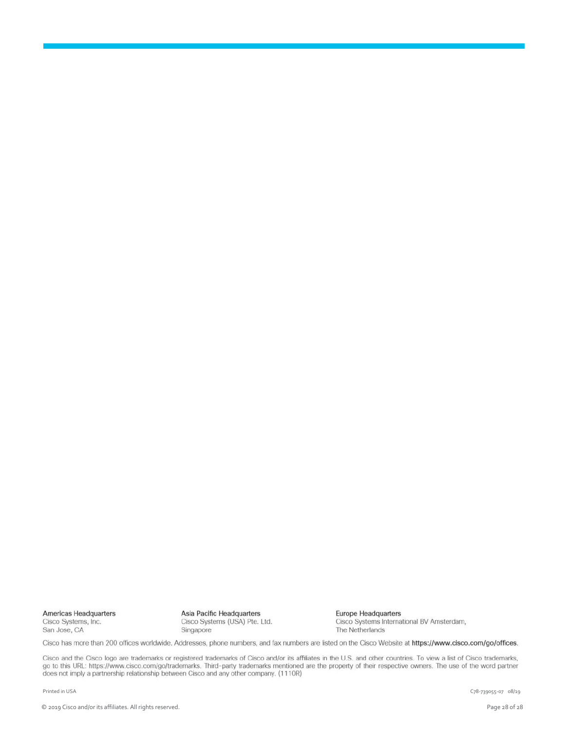**Americas Headquarters**
Cisco Systems, Inc.
San Jose, CA

**Asia Pacific Headquarters**
Cisco Systems (USA) Pte. Ltd.
Singapore

**Europe Headquarters**
Cisco Systems International BV Amsterdam,
The Netherlands

Cisco has more than 200 offices worldwide. Addresses, phone numbers, and fax numbers are listed on the Cisco Website at **https://www.cisco.com/go/offices**.

Cisco and the Cisco logo are trademarks or registered trademarks of Cisco and/or its affiliates in the U.S. and other countries. To view a list of Cisco trademarks, go to this URL: https://www.cisco.com/go/trademarks. Third-party trademarks mentioned are the property of their respective owners. The use of the word partner does not imply a partnership relationship between Cisco and any other company. (1110R)

Printed in USA

C78-739055-07 08/19